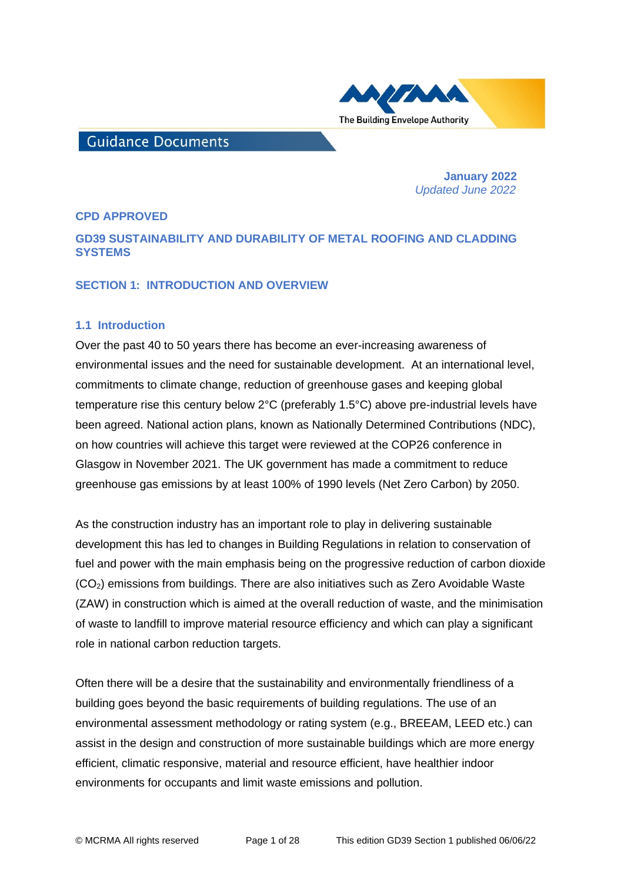Guidance Documents

**January 2022**
*Updated June 2022*

**CPD APPROVED**

# GD39 SUSTAINABILITY AND DURABILITY OF METAL ROOFING AND CLADDING SYSTEMS

## SECTION 1: INTRODUCTION AND OVERVIEW

### 1.1 Introduction

Over the past 40 to 50 years there has become an ever-increasing awareness of environmental issues and the need for sustainable development. At an international level, commitments to climate change, reduction of greenhouse gases and keeping global temperature rise this century below 2°C (preferably 1.5°C) above pre-industrial levels have been agreed. National action plans, known as Nationally Determined Contributions (NDC), on how countries will achieve this target were reviewed at the COP26 conference in Glasgow in November 2021. The UK government has made a commitment to reduce greenhouse gas emissions by at least 100% of 1990 levels (Net Zero Carbon) by 2050.

As the construction industry has an important role to play in delivering sustainable development this has led to changes in Building Regulations in relation to conservation of fuel and power with the main emphasis being on the progressive reduction of carbon dioxide ($CO_2$) emissions from buildings. There are also initiatives such as Zero Avoidable Waste (ZAW) in construction which is aimed at the overall reduction of waste, and the minimisation of waste to landfill to improve material resource efficiency and which can play a significant role in national carbon reduction targets.

Often there will be a desire that the sustainability and environmentally friendliness of a building goes beyond the basic requirements of building regulations. The use of an environmental assessment methodology or rating system (e.g., BREEAM, LEED etc.) can assist in the design and construction of more sustainable buildings which are more energy efficient, climatic responsive, material and resource efficient, have healthier indoor environments for occupants and limit waste emissions and pollution.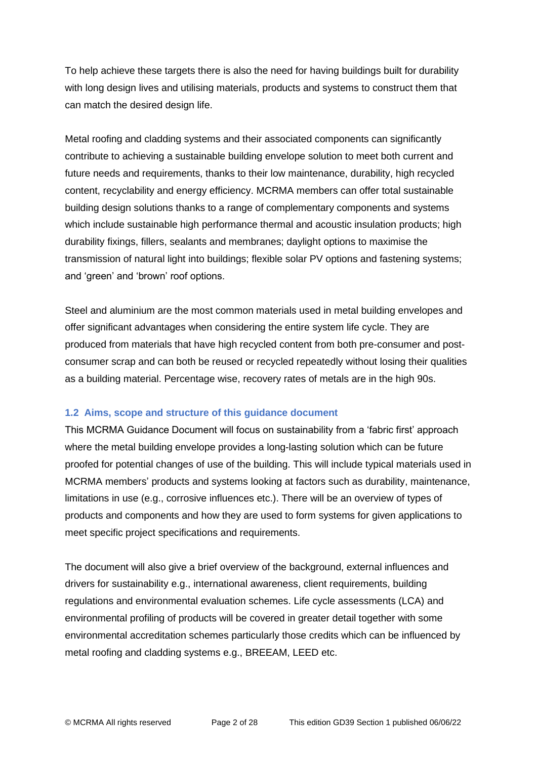To help achieve these targets there is also the need for having buildings built for durability with long design lives and utilising materials, products and systems to construct them that can match the desired design life.

Metal roofing and cladding systems and their associated components can significantly contribute to achieving a sustainable building envelope solution to meet both current and future needs and requirements, thanks to their low maintenance, durability, high recycled content, recyclability and energy efficiency. MCRMA members can offer total sustainable building design solutions thanks to a range of complementary components and systems which include sustainable high performance thermal and acoustic insulation products; high durability fixings, fillers, sealants and membranes; daylight options to maximise the transmission of natural light into buildings; flexible solar PV options and fastening systems; and 'green' and 'brown' roof options.

Steel and aluminium are the most common materials used in metal building envelopes and offer significant advantages when considering the entire system life cycle. They are produced from materials that have high recycled content from both pre-consumer and post-consumer scrap and can both be reused or recycled repeatedly without losing their qualities as a building material. Percentage wise, recovery rates of metals are in the high 90s.

### 1.2 Aims, scope and structure of this guidance document

This MCRMA Guidance Document will focus on sustainability from a 'fabric first' approach where the metal building envelope provides a long-lasting solution which can be future proofed for potential changes of use of the building. This will include typical materials used in MCRMA members' products and systems looking at factors such as durability, maintenance, limitations in use (e.g., corrosive influences etc.). There will be an overview of types of products and components and how they are used to form systems for given applications to meet specific project specifications and requirements.

The document will also give a brief overview of the background, external influences and drivers for sustainability e.g., international awareness, client requirements, building regulations and environmental evaluation schemes. Life cycle assessments (LCA) and environmental profiling of products will be covered in greater detail together with some environmental accreditation schemes particularly those credits which can be influenced by metal roofing and cladding systems e.g., BREEAM, LEED etc.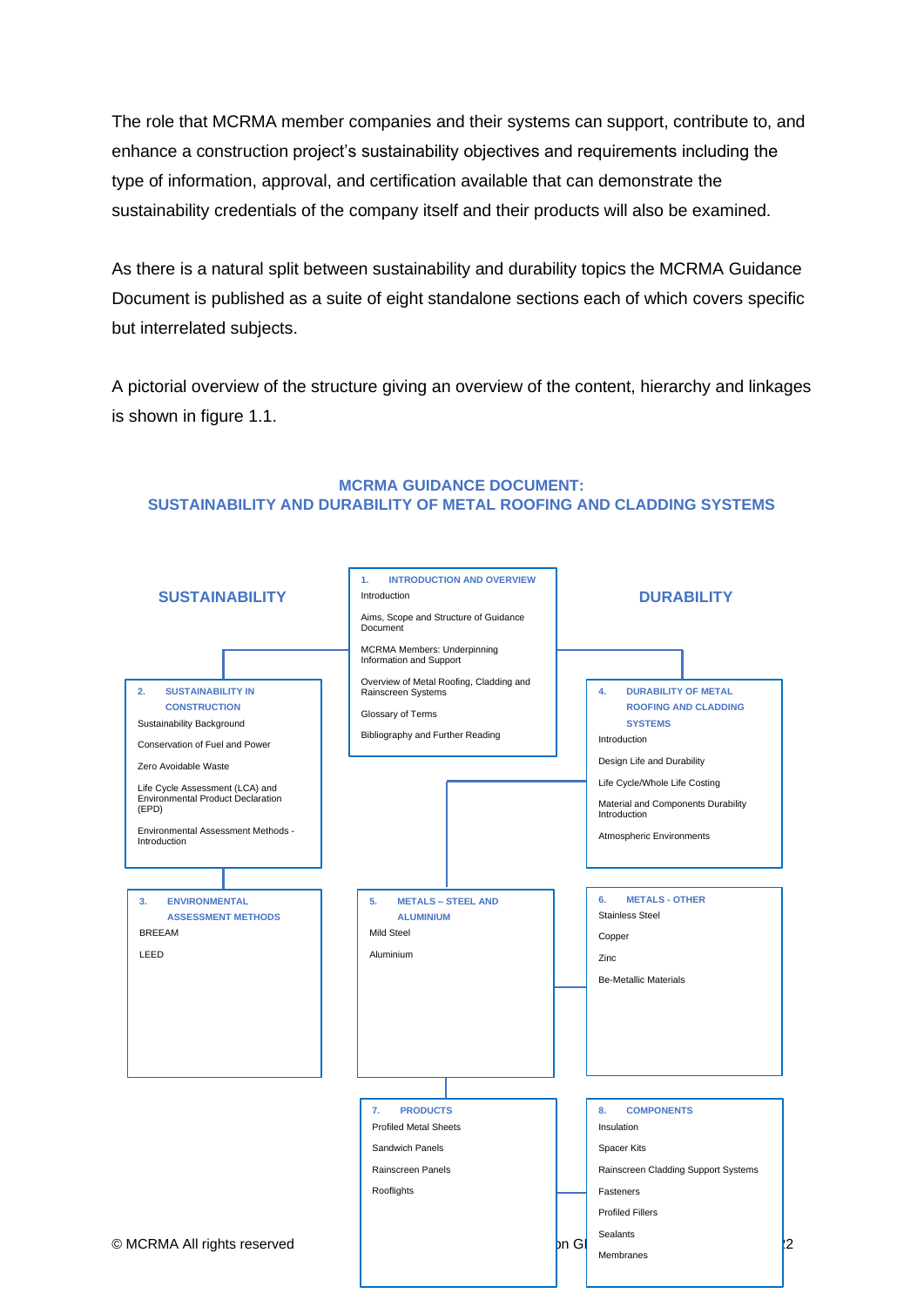The role that MCRMA member companies and their systems can support, contribute to, and enhance a construction project's sustainability objectives and requirements including the type of information, approval, and certification available that can demonstrate the sustainability credentials of the company itself and their products will also be examined.

As there is a natural split between sustainability and durability topics the MCRMA Guidance Document is published as a suite of eight standalone sections each of which covers specific but interrelated subjects.

A pictorial overview of the structure giving an overview of the content, hierarchy and linkages is shown in figure 1.1.

**MCRMA GUIDANCE DOCUMENT:**
**SUSTAINABILITY AND DURABILITY OF METAL ROOFING AND CLADDING SYSTEMS**

**SUSTAINABILITY**

**DURABILITY**

**1. INTRODUCTION AND OVERVIEW**
- Introduction
- Aims, Scope and Structure of Guidance Document
- MCRMA Members: Underpinning Information and Support
- Overview of Metal Roofing, Cladding and Rainscreen Systems
- Glossary of Terms
- Bibliography and Further Reading

**2. SUSTAINABILITY IN CONSTRUCTION**
- Sustainability Background
- Conservation of Fuel and Power
- Zero Avoidable Waste
- Life Cycle Assessment (LCA) and Environmental Product Declaration (EPD)
- Environmental Assessment Methods - Introduction

**3. ENVIRONMENTAL ASSESSMENT METHODS**
- BREEAM
- LEED

**4. DURABILITY OF METAL ROOFING AND CLADDING SYSTEMS**
- Introduction
- Design Life and Durability
- Life Cycle/Whole Life Costing
- Material and Components Durability Introduction
- Atmospheric Environments

**5. METALS – STEEL AND ALUMINIUM**
- Mild Steel
- Aluminium

**6. METALS - OTHER**
- Stainless Steel
- Copper
- Zinc
- Be-Metallic Materials

**7. PRODUCTS**
- Profiled Metal Sheets
- Sandwich Panels
- Rainscreen Panels
- Rooflights

**8. COMPONENTS**
- Insulation
- Spacer Kits
- Rainscreen Cladding Support Systems
- Fasteners
- Profiled Fillers
- Sealants
- Membranes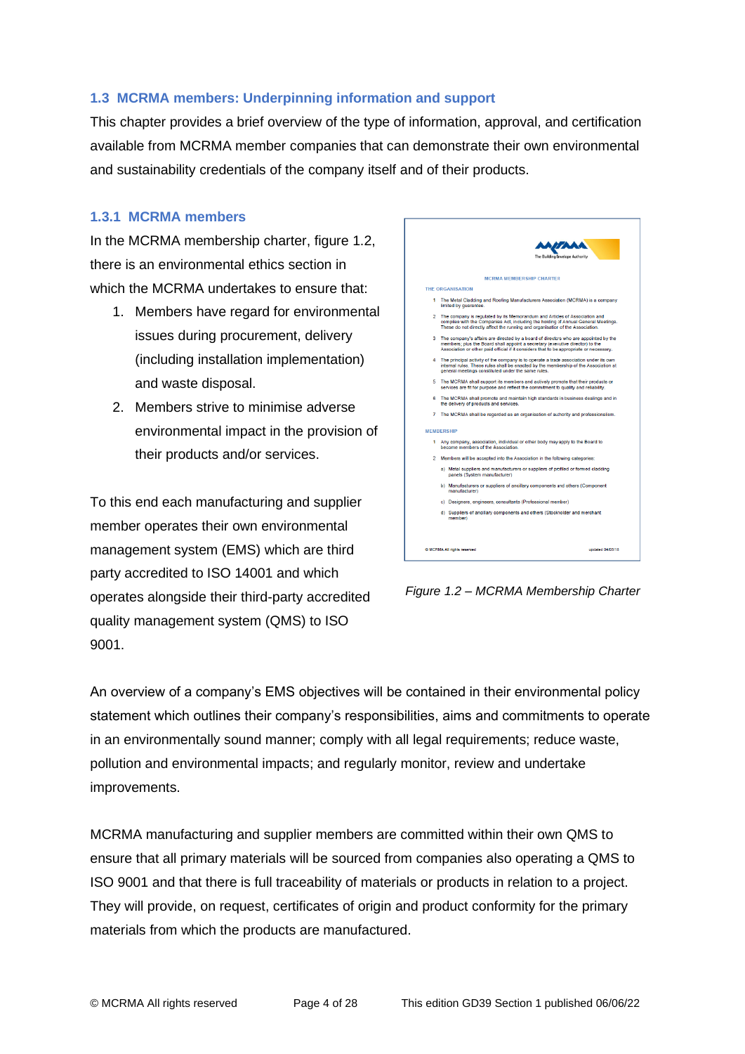### 1.3 MCRMA members: Underpinning information and support

This chapter provides a brief overview of the type of information, approval, and certification available from MCRMA member companies that can demonstrate their own environmental and sustainability credentials of the company itself and of their products.

#### 1.3.1 MCRMA members

In the MCRMA membership charter, figure 1.2, there is an environmental ethics section in which the MCRMA undertakes to ensure that:

1. Members have regard for environmental issues during procurement, delivery (including installation implementation) and waste disposal.
2. Members strive to minimise adverse environmental impact in the provision of their products and/or services.

To this end each manufacturing and supplier member operates their own environmental management system (EMS) which are third party accredited to ISO 14001 and which operates alongside their third-party accredited quality management system (QMS) to ISO 9001.

*Figure 1.2 – MCRMA Membership Charter*

An overview of a company's EMS objectives will be contained in their environmental policy statement which outlines their company's responsibilities, aims and commitments to operate in an environmentally sound manner; comply with all legal requirements; reduce waste, pollution and environmental impacts; and regularly monitor, review and undertake improvements.

MCRMA manufacturing and supplier members are committed within their own QMS to ensure that all primary materials will be sourced from companies also operating a QMS to ISO 9001 and that there is full traceability of materials or products in relation to a project. They will provide, on request, certificates of origin and product conformity for the primary materials from which the products are manufactured.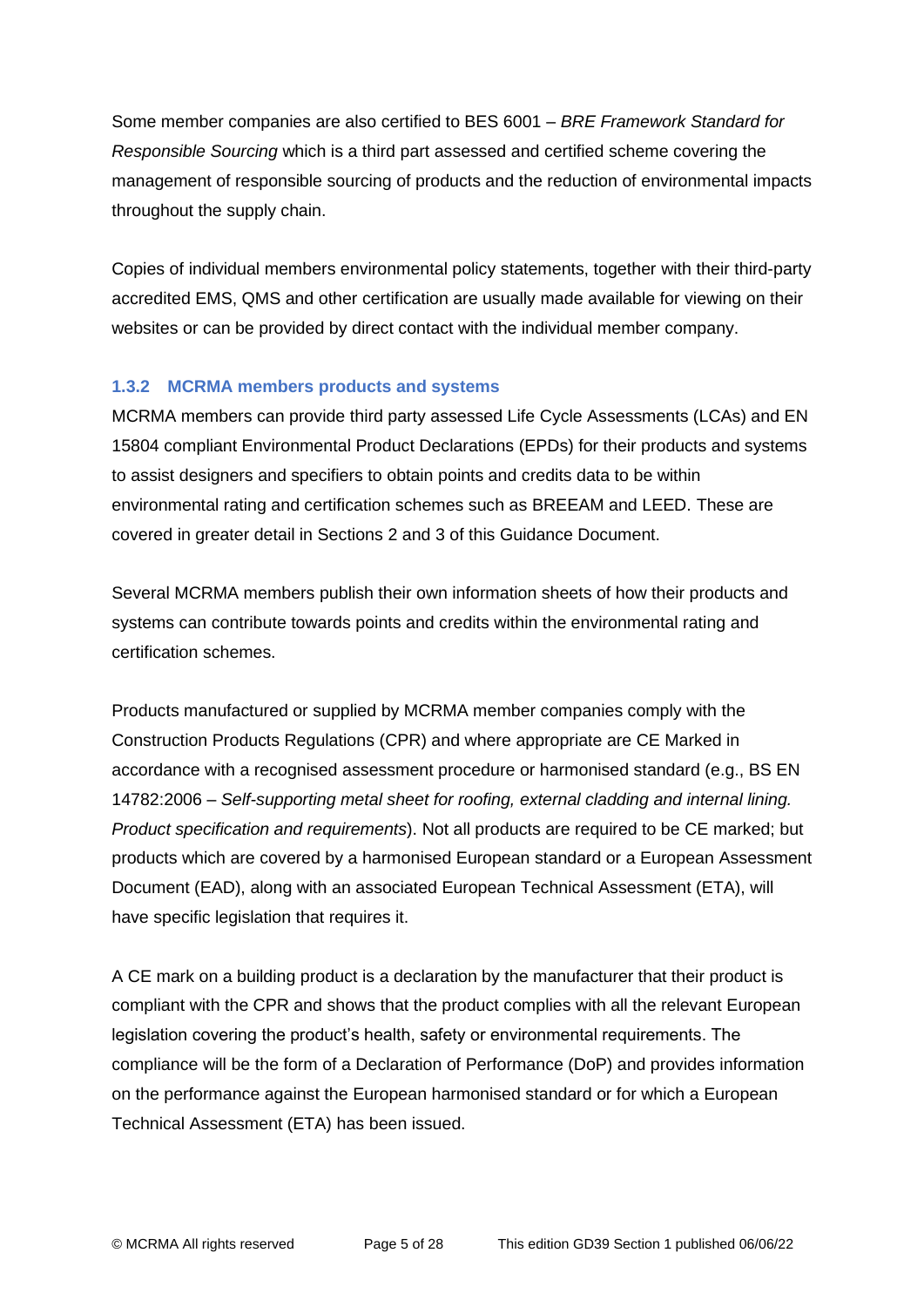Some member companies are also certified to BES 6001 – *BRE Framework Standard for Responsible Sourcing* which is a third part assessed and certified scheme covering the management of responsible sourcing of products and the reduction of environmental impacts throughout the supply chain.

Copies of individual members environmental policy statements, together with their third-party accredited EMS, QMS and other certification are usually made available for viewing on their websites or can be provided by direct contact with the individual member company.

### 1.3.2 MCRMA members products and systems

MCRMA members can provide third party assessed Life Cycle Assessments (LCAs) and EN 15804 compliant Environmental Product Declarations (EPDs) for their products and systems to assist designers and specifiers to obtain points and credits data to be within environmental rating and certification schemes such as BREEAM and LEED. These are covered in greater detail in Sections 2 and 3 of this Guidance Document.

Several MCRMA members publish their own information sheets of how their products and systems can contribute towards points and credits within the environmental rating and certification schemes.

Products manufactured or supplied by MCRMA member companies comply with the Construction Products Regulations (CPR) and where appropriate are CE Marked in accordance with a recognised assessment procedure or harmonised standard (e.g., BS EN 14782:2006 – *Self-supporting metal sheet for roofing, external cladding and internal lining. Product specification and requirements*). Not all products are required to be CE marked; but products which are covered by a harmonised European standard or a European Assessment Document (EAD), along with an associated European Technical Assessment (ETA), will have specific legislation that requires it.

A CE mark on a building product is a declaration by the manufacturer that their product is compliant with the CPR and shows that the product complies with all the relevant European legislation covering the product's health, safety or environmental requirements. The compliance will be the form of a Declaration of Performance (DoP) and provides information on the performance against the European harmonised standard or for which a European Technical Assessment (ETA) has been issued.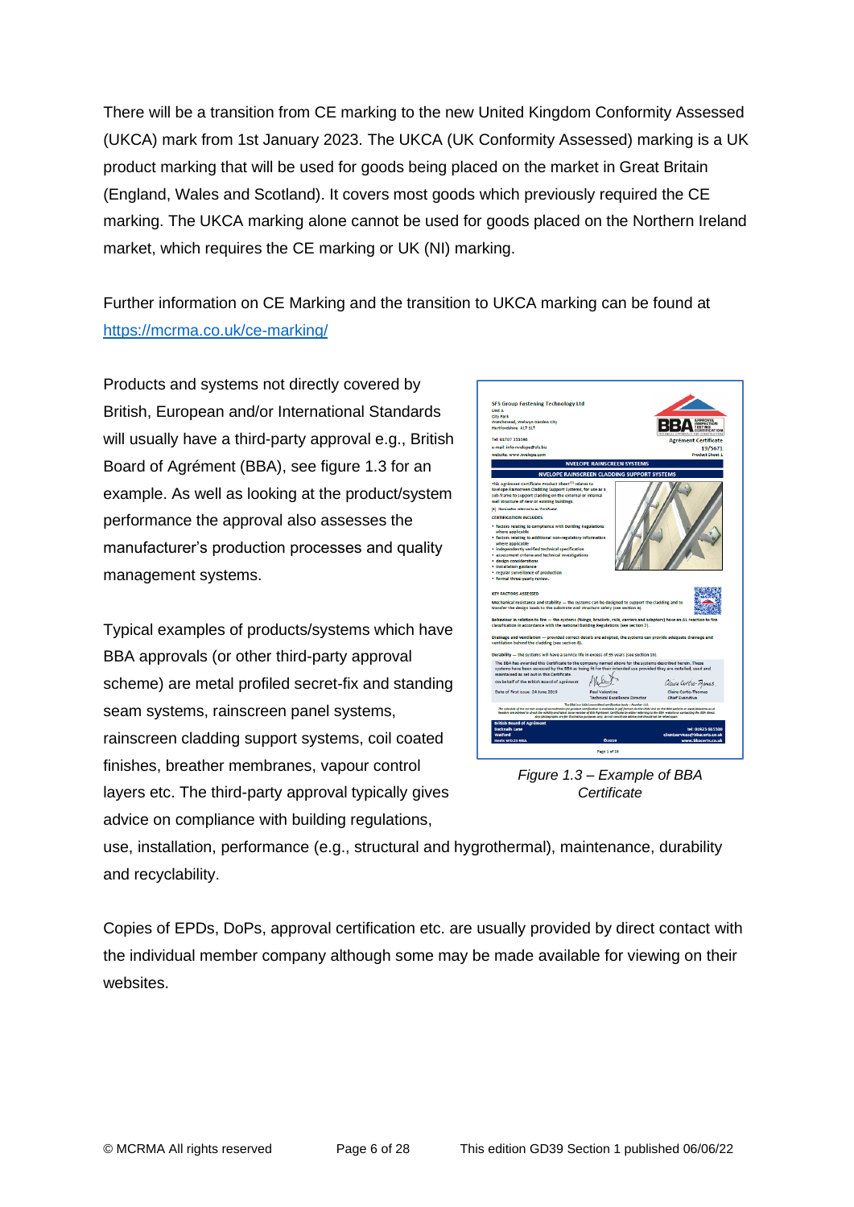There will be a transition from CE marking to the new United Kingdom Conformity Assessed (UKCA) mark from 1st January 2023. The UKCA (UK Conformity Assessed) marking is a UK product marking that will be used for goods being placed on the market in Great Britain (England, Wales and Scotland). It covers most goods which previously required the CE marking. The UKCA marking alone cannot be used for goods placed on the Northern Ireland market, which requires the CE marking or UK (NI) marking.

Further information on CE Marking and the transition to UKCA marking can be found at [https://mcrma.co.uk/ce-marking/](https://mcrma.co.uk/ce-marking/)

Products and systems not directly covered by British, European and/or International Standards will usually have a third-party approval e.g., British Board of Agrément (BBA), see figure 1.3 for an example. As well as looking at the product/system performance the approval also assesses the manufacturer's production processes and quality management systems.

Typical examples of products/systems which have BBA approvals (or other third-party approval scheme) are metal profiled secret-fix and standing seam systems, rainscreen panel systems, rainscreen cladding support systems, coil coated finishes, breather membranes, vapour control layers etc. The third-party approval typically gives advice on compliance with building regulations, use, installation, performance (e.g., structural and hygrothermal), maintenance, durability and recyclability.

*Figure 1.3 – Example of BBA Certificate*

Copies of EPDs, DoPs, approval certification etc. are usually provided by direct contact with the individual member company although some may be made available for viewing on their websites.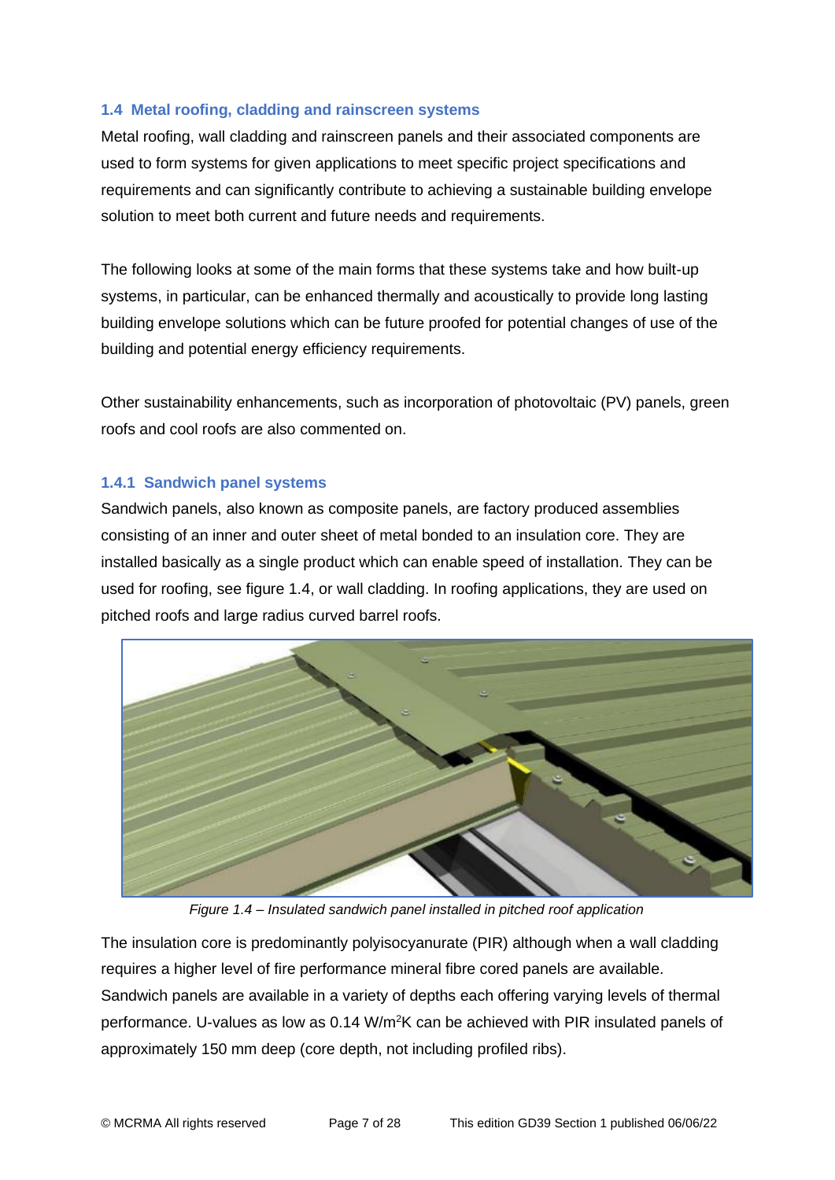### 1.4 Metal roofing, cladding and rainscreen systems

Metal roofing, wall cladding and rainscreen panels and their associated components are used to form systems for given applications to meet specific project specifications and requirements and can significantly contribute to achieving a sustainable building envelope solution to meet both current and future needs and requirements.

The following looks at some of the main forms that these systems take and how built-up systems, in particular, can be enhanced thermally and acoustically to provide long lasting building envelope solutions which can be future proofed for potential changes of use of the building and potential energy efficiency requirements.

Other sustainability enhancements, such as incorporation of photovoltaic (PV) panels, green roofs and cool roofs are also commented on.

#### 1.4.1 Sandwich panel systems

Sandwich panels, also known as composite panels, are factory produced assemblies consisting of an inner and outer sheet of metal bonded to an insulation core. They are installed basically as a single product which can enable speed of installation. They can be used for roofing, see figure 1.4, or wall cladding. In roofing applications, they are used on pitched roofs and large radius curved barrel roofs.

*Figure 1.4 – Insulated sandwich panel installed in pitched roof application*

The insulation core is predominantly polyisocyanurate (PIR) although when a wall cladding requires a higher level of fire performance mineral fibre cored panels are available. Sandwich panels are available in a variety of depths each offering varying levels of thermal performance. U-values as low as 0.14 $W/m^2K$ can be achieved with PIR insulated panels of approximately 150 mm deep (core depth, not including profiled ribs).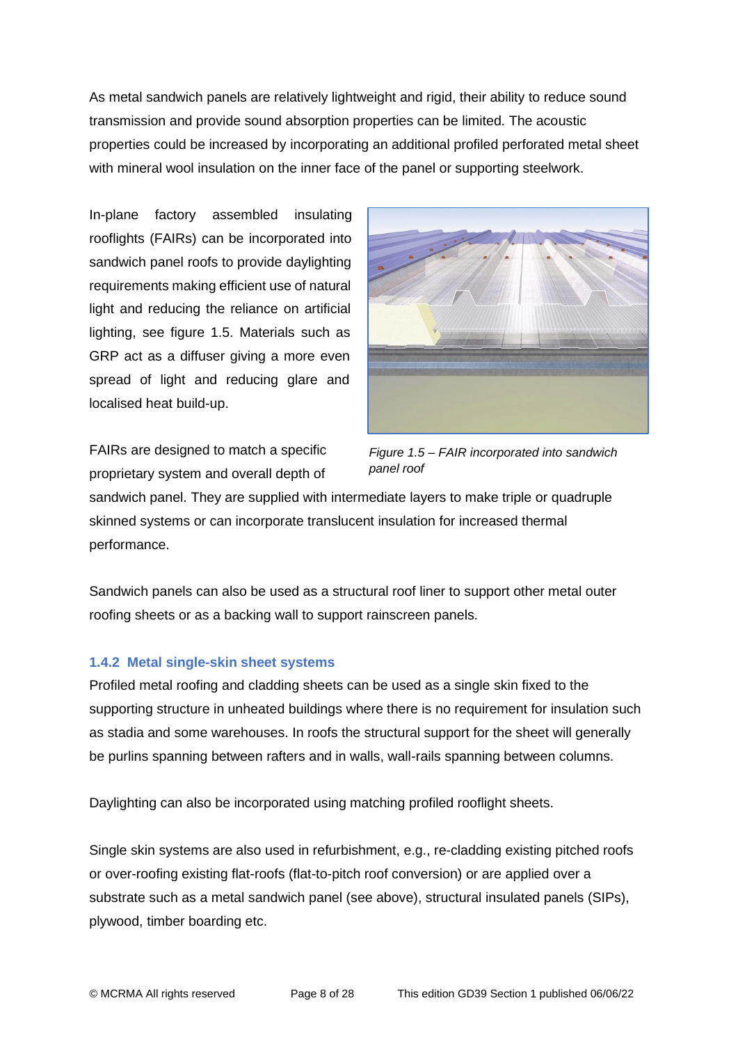As metal sandwich panels are relatively lightweight and rigid, their ability to reduce sound transmission and provide sound absorption properties can be limited. The acoustic properties could be increased by incorporating an additional profiled perforated metal sheet with mineral wool insulation on the inner face of the panel or supporting steelwork.

In-plane factory assembled insulating rooflights (FAIRs) can be incorporated into sandwich panel roofs to provide daylighting requirements making efficient use of natural light and reducing the reliance on artificial lighting, see figure 1.5. Materials such as GRP act as a diffuser giving a more even spread of light and reducing glare and localised heat build-up.

*Figure 1.5 – FAIR incorporated into sandwich panel roof*

FAIRs are designed to match a specific proprietary system and overall depth of sandwich panel. They are supplied with intermediate layers to make triple or quadruple skinned systems or can incorporate translucent insulation for increased thermal performance.

Sandwich panels can also be used as a structural roof liner to support other metal outer roofing sheets or as a backing wall to support rainscreen panels.

### 1.4.2 Metal single-skin sheet systems

Profiled metal roofing and cladding sheets can be used as a single skin fixed to the supporting structure in unheated buildings where there is no requirement for insulation such as stadia and some warehouses. In roofs the structural support for the sheet will generally be purlins spanning between rafters and in walls, wall-rails spanning between columns.

Daylighting can also be incorporated using matching profiled rooflight sheets.

Single skin systems are also used in refurbishment, e.g., re-cladding existing pitched roofs or over-roofing existing flat-roofs (flat-to-pitch roof conversion) or are applied over a substrate such as a metal sandwich panel (see above), structural insulated panels (SIPs), plywood, timber boarding etc.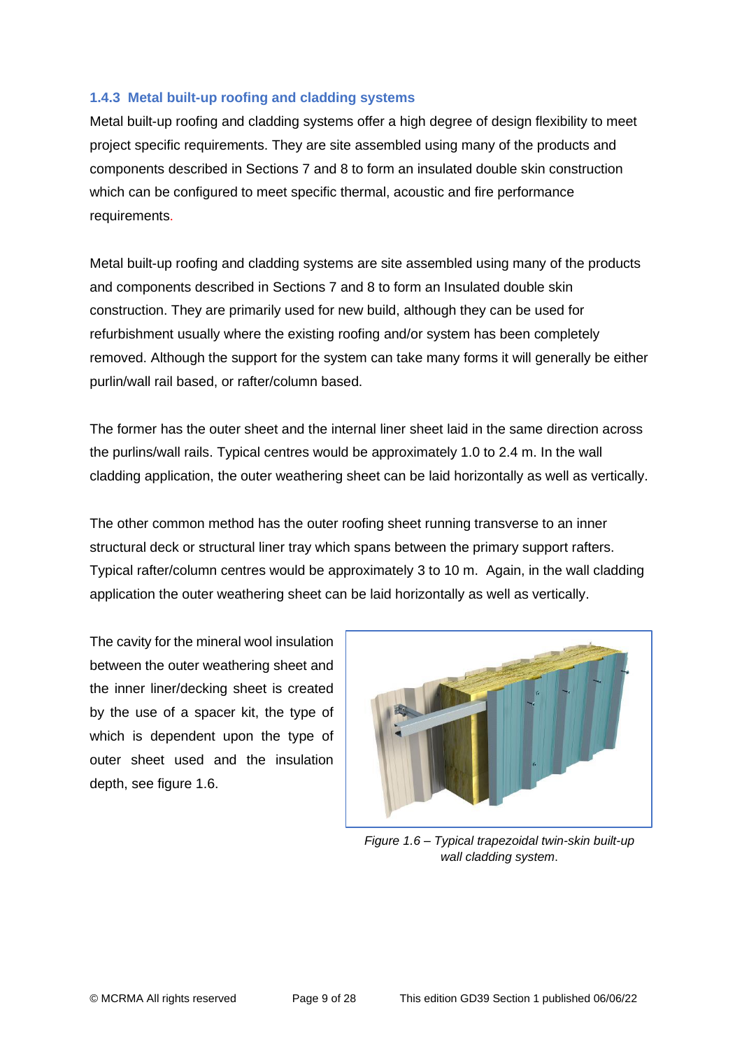### 1.4.3 Metal built-up roofing and cladding systems

Metal built-up roofing and cladding systems offer a high degree of design flexibility to meet project specific requirements. They are site assembled using many of the products and components described in Sections 7 and 8 to form an insulated double skin construction which can be configured to meet specific thermal, acoustic and fire performance requirements.

Metal built-up roofing and cladding systems are site assembled using many of the products and components described in Sections 7 and 8 to form an Insulated double skin construction. They are primarily used for new build, although they can be used for refurbishment usually where the existing roofing and/or system has been completely removed. Although the support for the system can take many forms it will generally be either purlin/wall rail based, or rafter/column based.

The former has the outer sheet and the internal liner sheet laid in the same direction across the purlins/wall rails. Typical centres would be approximately 1.0 to 2.4 m. In the wall cladding application, the outer weathering sheet can be laid horizontally as well as vertically.

The other common method has the outer roofing sheet running transverse to an inner structural deck or structural liner tray which spans between the primary support rafters. Typical rafter/column centres would be approximately 3 to 10 m. Again, in the wall cladding application the outer weathering sheet can be laid horizontally as well as vertically.

The cavity for the mineral wool insulation between the outer weathering sheet and the inner liner/decking sheet is created by the use of a spacer kit, the type of which is dependent upon the type of outer sheet used and the insulation depth, see figure 1.6.

*Figure 1.6 – Typical trapezoidal twin-skin built-up wall cladding system.*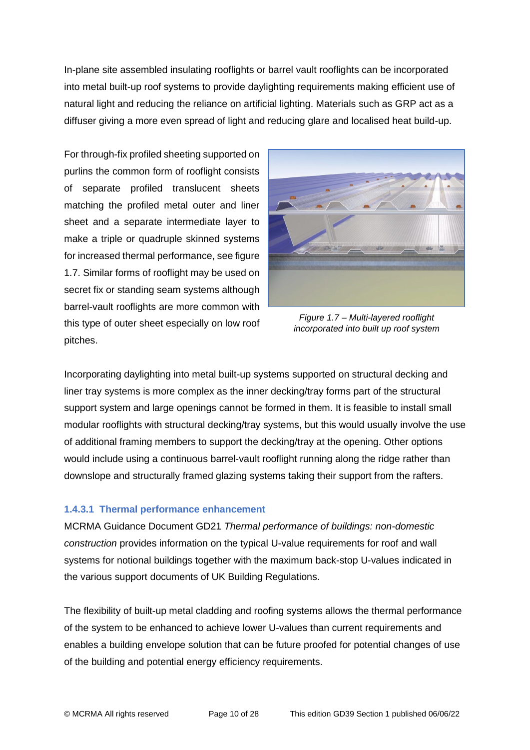In-plane site assembled insulating rooflights or barrel vault rooflights can be incorporated into metal built-up roof systems to provide daylighting requirements making efficient use of natural light and reducing the reliance on artificial lighting. Materials such as GRP act as a diffuser giving a more even spread of light and reducing glare and localised heat build-up.

For through-fix profiled sheeting supported on purlins the common form of rooflight consists of separate profiled translucent sheets matching the profiled metal outer and liner sheet and a separate intermediate layer to make a triple or quadruple skinned systems for increased thermal performance, see figure 1.7. Similar forms of rooflight may be used on secret fix or standing seam systems although barrel-vault rooflights are more common with this type of outer sheet especially on low roof pitches.

*Figure 1.7 – Multi-layered rooflight incorporated into built up roof system*

Incorporating daylighting into metal built-up systems supported on structural decking and liner tray systems is more complex as the inner decking/tray forms part of the structural support system and large openings cannot be formed in them. It is feasible to install small modular rooflights with structural decking/tray systems, but this would usually involve the use of additional framing members to support the decking/tray at the opening. Other options would include using a continuous barrel-vault rooflight running along the ridge rather than downslope and structurally framed glazing systems taking their support from the rafters.

#### 1.4.3.1 Thermal performance enhancement

MCRMA Guidance Document GD21 *Thermal performance of buildings: non-domestic construction* provides information on the typical U-value requirements for roof and wall systems for notional buildings together with the maximum back-stop U-values indicated in the various support documents of UK Building Regulations.

The flexibility of built-up metal cladding and roofing systems allows the thermal performance of the system to be enhanced to achieve lower U-values than current requirements and enables a building envelope solution that can be future proofed for potential changes of use of the building and potential energy efficiency requirements.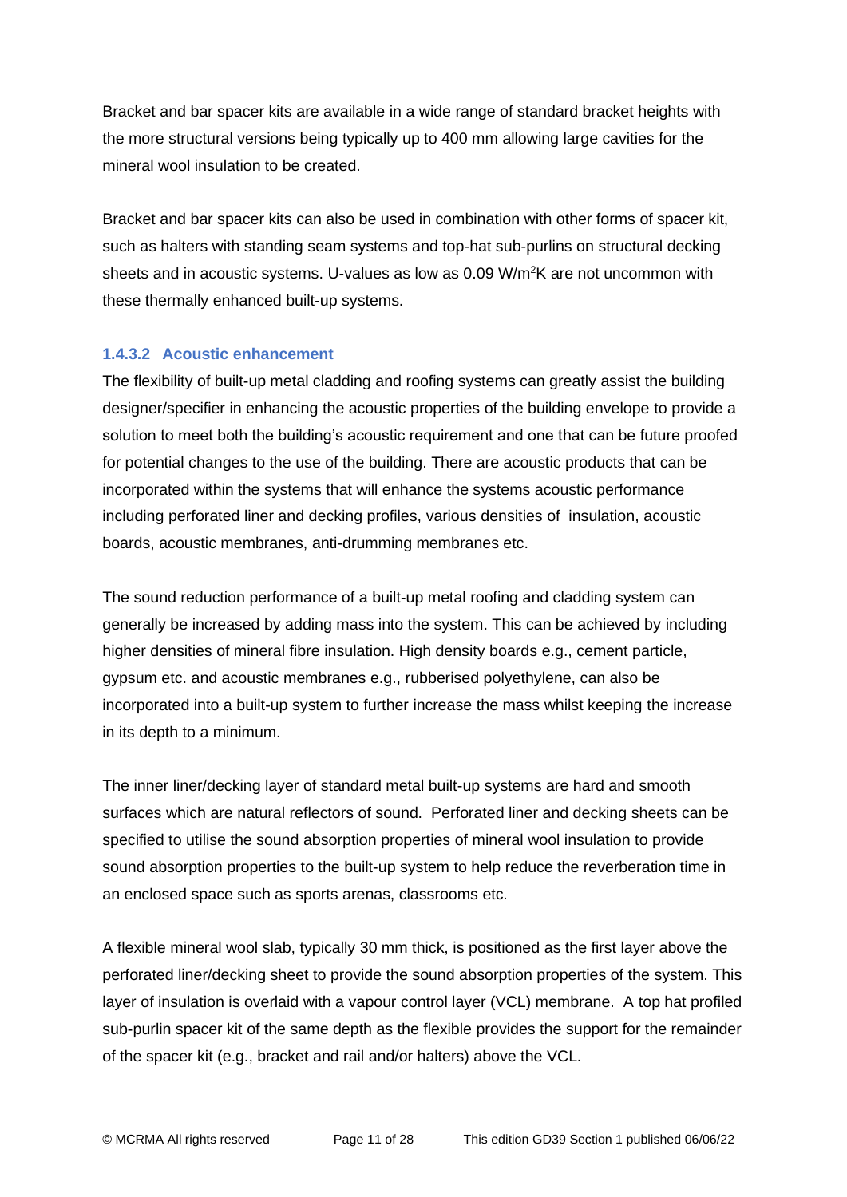Bracket and bar spacer kits are available in a wide range of standard bracket heights with the more structural versions being typically up to 400 mm allowing large cavities for the mineral wool insulation to be created.

Bracket and bar spacer kits can also be used in combination with other forms of spacer kit, such as halters with standing seam systems and top-hat sub-purlins on structural decking sheets and in acoustic systems. U-values as low as 0.09 W/m$^2$K are not uncommon with these thermally enhanced built-up systems.

#### 1.4.3.2 Acoustic enhancement

The flexibility of built-up metal cladding and roofing systems can greatly assist the building designer/specifier in enhancing the acoustic properties of the building envelope to provide a solution to meet both the building's acoustic requirement and one that can be future proofed for potential changes to the use of the building. There are acoustic products that can be incorporated within the systems that will enhance the systems acoustic performance including perforated liner and decking profiles, various densities of insulation, acoustic boards, acoustic membranes, anti-drumming membranes etc.

The sound reduction performance of a built-up metal roofing and cladding system can generally be increased by adding mass into the system. This can be achieved by including higher densities of mineral fibre insulation. High density boards e.g., cement particle, gypsum etc. and acoustic membranes e.g., rubberised polyethylene, can also be incorporated into a built-up system to further increase the mass whilst keeping the increase in its depth to a minimum.

The inner liner/decking layer of standard metal built-up systems are hard and smooth surfaces which are natural reflectors of sound. Perforated liner and decking sheets can be specified to utilise the sound absorption properties of mineral wool insulation to provide sound absorption properties to the built-up system to help reduce the reverberation time in an enclosed space such as sports arenas, classrooms etc.

A flexible mineral wool slab, typically 30 mm thick, is positioned as the first layer above the perforated liner/decking sheet to provide the sound absorption properties of the system. This layer of insulation is overlaid with a vapour control layer (VCL) membrane. A top hat profiled sub-purlin spacer kit of the same depth as the flexible provides the support for the remainder of the spacer kit (e.g., bracket and rail and/or halters) above the VCL.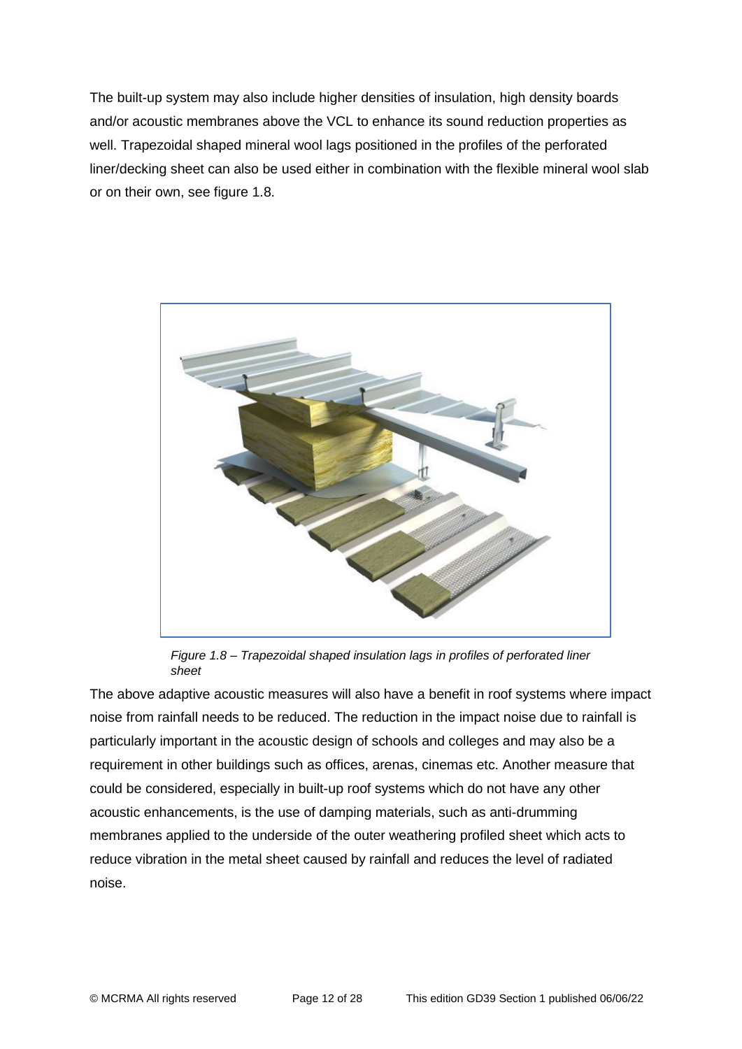The built-up system may also include higher densities of insulation, high density boards and/or acoustic membranes above the VCL to enhance its sound reduction properties as well. Trapezoidal shaped mineral wool lags positioned in the profiles of the perforated liner/decking sheet can also be used either in combination with the flexible mineral wool slab or on their own, see figure 1.8.

*Figure 1.8 – Trapezoidal shaped insulation lags in profiles of perforated liner sheet*

The above adaptive acoustic measures will also have a benefit in roof systems where impact noise from rainfall needs to be reduced. The reduction in the impact noise due to rainfall is particularly important in the acoustic design of schools and colleges and may also be a requirement in other buildings such as offices, arenas, cinemas etc. Another measure that could be considered, especially in built-up roof systems which do not have any other acoustic enhancements, is the use of damping materials, such as anti-drumming membranes applied to the underside of the outer weathering profiled sheet which acts to reduce vibration in the metal sheet caused by rainfall and reduces the level of radiated noise.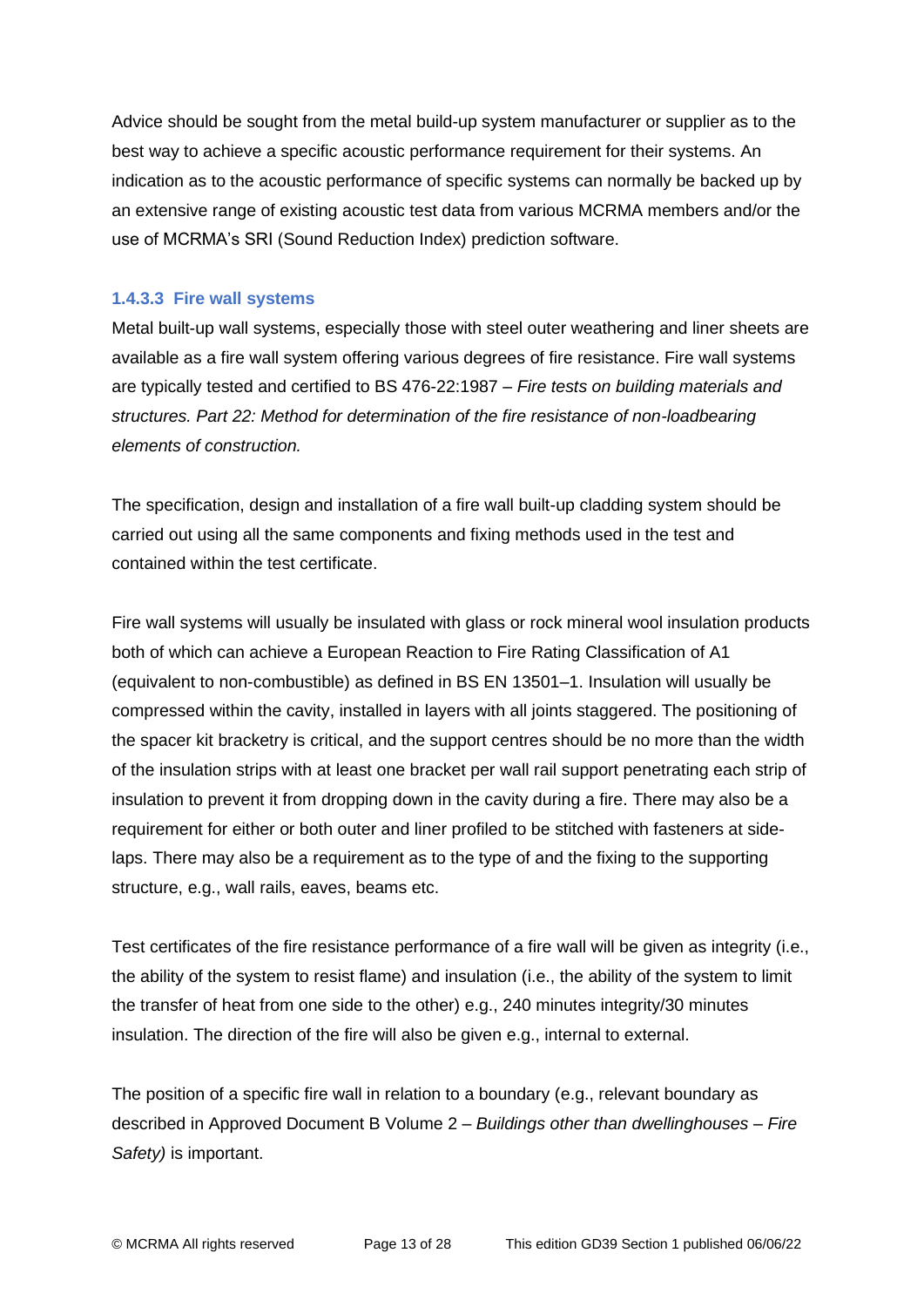Advice should be sought from the metal build-up system manufacturer or supplier as to the best way to achieve a specific acoustic performance requirement for their systems. An indication as to the acoustic performance of specific systems can normally be backed up by an extensive range of existing acoustic test data from various MCRMA members and/or the use of MCRMA's SRI (Sound Reduction Index) prediction software.

#### 1.4.3.3 Fire wall systems

Metal built-up wall systems, especially those with steel outer weathering and liner sheets are available as a fire wall system offering various degrees of fire resistance. Fire wall systems are typically tested and certified to BS 476-22:1987 – *Fire tests on building materials and structures. Part 22: Method for determination of the fire resistance of non-loadbearing elements of construction.*

The specification, design and installation of a fire wall built-up cladding system should be carried out using all the same components and fixing methods used in the test and contained within the test certificate.

Fire wall systems will usually be insulated with glass or rock mineral wool insulation products both of which can achieve a European Reaction to Fire Rating Classification of A1 (equivalent to non-combustible) as defined in BS EN 13501–1. Insulation will usually be compressed within the cavity, installed in layers with all joints staggered. The positioning of the spacer kit bracketry is critical, and the support centres should be no more than the width of the insulation strips with at least one bracket per wall rail support penetrating each strip of insulation to prevent it from dropping down in the cavity during a fire. There may also be a requirement for either or both outer and liner profiled to be stitched with fasteners at side-laps. There may also be a requirement as to the type of and the fixing to the supporting structure, e.g., wall rails, eaves, beams etc.

Test certificates of the fire resistance performance of a fire wall will be given as integrity (i.e., the ability of the system to resist flame) and insulation (i.e., the ability of the system to limit the transfer of heat from one side to the other) e.g., 240 minutes integrity/30 minutes insulation. The direction of the fire will also be given e.g., internal to external.

The position of a specific fire wall in relation to a boundary (e.g., relevant boundary as described in Approved Document B Volume 2 – *Buildings other than dwellinghouses – Fire Safety)* is important.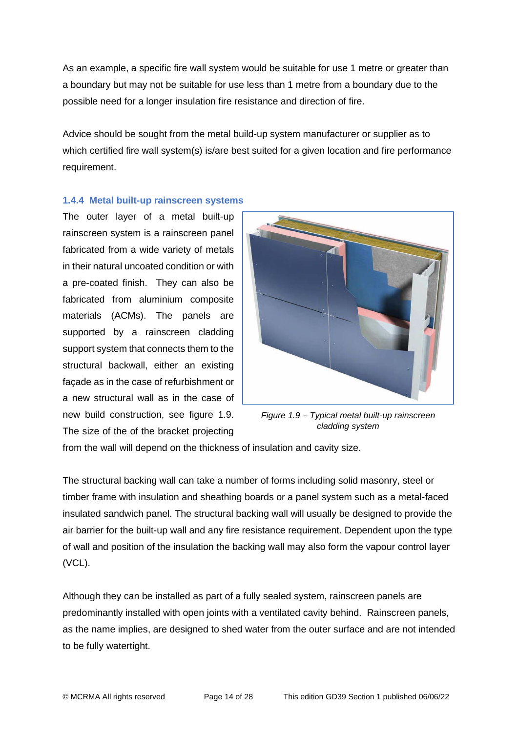As an example, a specific fire wall system would be suitable for use 1 metre or greater than a boundary but may not be suitable for use less than 1 metre from a boundary due to the possible need for a longer insulation fire resistance and direction of fire.

Advice should be sought from the metal build-up system manufacturer or supplier as to which certified fire wall system(s) is/are best suited for a given location and fire performance requirement.

### 1.4.4 Metal built-up rainscreen systems

The outer layer of a metal built-up rainscreen system is a rainscreen panel fabricated from a wide variety of metals in their natural uncoated condition or with a pre-coated finish. They can also be fabricated from aluminium composite materials (ACMs). The panels are supported by a rainscreen cladding support system that connects them to the structural backwall, either an existing façade as in the case of refurbishment or a new structural wall as in the case of new build construction, see figure 1.9. The size of the of the bracket projecting from the wall will depend on the thickness of insulation and cavity size.

*Figure 1.9 – Typical metal built-up rainscreen cladding system*

The structural backing wall can take a number of forms including solid masonry, steel or timber frame with insulation and sheathing boards or a panel system such as a metal-faced insulated sandwich panel. The structural backing wall will usually be designed to provide the air barrier for the built-up wall and any fire resistance requirement. Dependent upon the type of wall and position of the insulation the backing wall may also form the vapour control layer (VCL).

Although they can be installed as part of a fully sealed system, rainscreen panels are predominantly installed with open joints with a ventilated cavity behind. Rainscreen panels, as the name implies, are designed to shed water from the outer surface and are not intended to be fully watertight.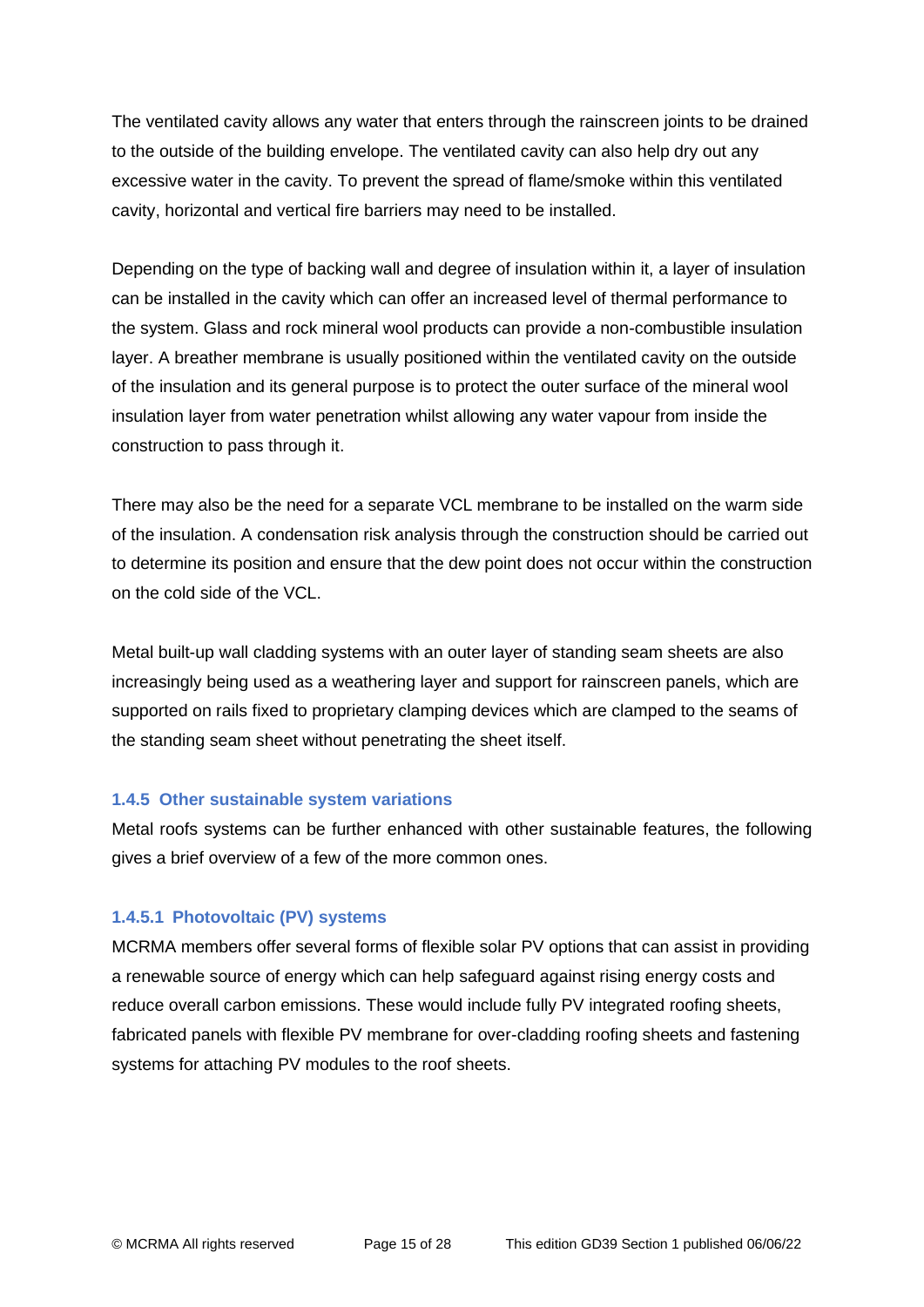The ventilated cavity allows any water that enters through the rainscreen joints to be drained to the outside of the building envelope. The ventilated cavity can also help dry out any excessive water in the cavity. To prevent the spread of flame/smoke within this ventilated cavity, horizontal and vertical fire barriers may need to be installed.

Depending on the type of backing wall and degree of insulation within it, a layer of insulation can be installed in the cavity which can offer an increased level of thermal performance to the system. Glass and rock mineral wool products can provide a non-combustible insulation layer. A breather membrane is usually positioned within the ventilated cavity on the outside of the insulation and its general purpose is to protect the outer surface of the mineral wool insulation layer from water penetration whilst allowing any water vapour from inside the construction to pass through it.

There may also be the need for a separate VCL membrane to be installed on the warm side of the insulation. A condensation risk analysis through the construction should be carried out to determine its position and ensure that the dew point does not occur within the construction on the cold side of the VCL.

Metal built-up wall cladding systems with an outer layer of standing seam sheets are also increasingly being used as a weathering layer and support for rainscreen panels, which are supported on rails fixed to proprietary clamping devices which are clamped to the seams of the standing seam sheet without penetrating the sheet itself.

### 1.4.5 Other sustainable system variations

Metal roofs systems can be further enhanced with other sustainable features, the following gives a brief overview of a few of the more common ones.

#### 1.4.5.1 Photovoltaic (PV) systems

MCRMA members offer several forms of flexible solar PV options that can assist in providing a renewable source of energy which can help safeguard against rising energy costs and reduce overall carbon emissions. These would include fully PV integrated roofing sheets, fabricated panels with flexible PV membrane for over-cladding roofing sheets and fastening systems for attaching PV modules to the roof sheets.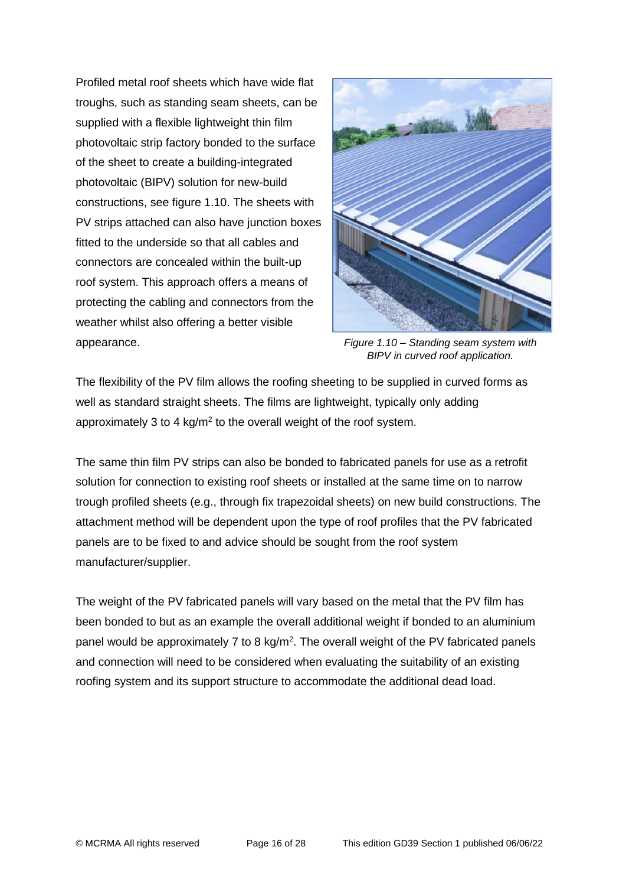Profiled metal roof sheets which have wide flat troughs, such as standing seam sheets, can be supplied with a flexible lightweight thin film photovoltaic strip factory bonded to the surface of the sheet to create a building-integrated photovoltaic (BIPV) solution for new-build constructions, see figure 1.10. The sheets with PV strips attached can also have junction boxes fitted to the underside so that all cables and connectors are concealed within the built-up roof system. This approach offers a means of protecting the cabling and connectors from the weather whilst also offering a better visible appearance.

*Figure 1.10 – Standing seam system with BIPV in curved roof application.*

The flexibility of the PV film allows the roofing sheeting to be supplied in curved forms as well as standard straight sheets. The films are lightweight, typically only adding approximately 3 to 4 kg/m$^2$ to the overall weight of the roof system.

The same thin film PV strips can also be bonded to fabricated panels for use as a retrofit solution for connection to existing roof sheets or installed at the same time on to narrow trough profiled sheets (e.g., through fix trapezoidal sheets) on new build constructions. The attachment method will be dependent upon the type of roof profiles that the PV fabricated panels are to be fixed to and advice should be sought from the roof system manufacturer/supplier.

The weight of the PV fabricated panels will vary based on the metal that the PV film has been bonded to but as an example the overall additional weight if bonded to an aluminium panel would be approximately 7 to 8 kg/m$^2$. The overall weight of the PV fabricated panels and connection will need to be considered when evaluating the suitability of an existing roofing system and its support structure to accommodate the additional dead load.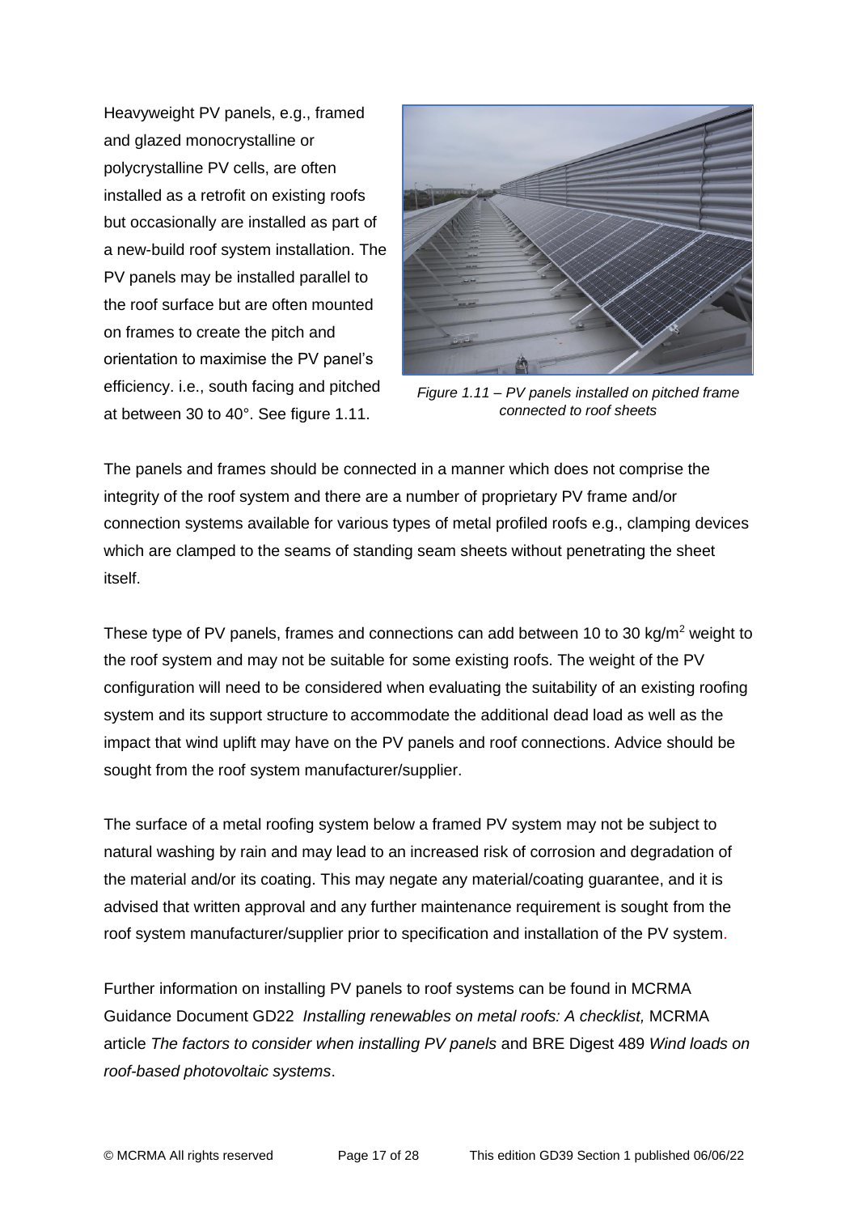Heavyweight PV panels, e.g., framed and glazed monocrystalline or polycrystalline PV cells, are often installed as a retrofit on existing roofs but occasionally are installed as part of a new-build roof system installation. The PV panels may be installed parallel to the roof surface but are often mounted on frames to create the pitch and orientation to maximise the PV panel's efficiency. i.e., south facing and pitched at between 30 to 40°. See figure 1.11.

*Figure 1.11 – PV panels installed on pitched frame connected to roof sheets*

The panels and frames should be connected in a manner which does not comprise the integrity of the roof system and there are a number of proprietary PV frame and/or connection systems available for various types of metal profiled roofs e.g., clamping devices which are clamped to the seams of standing seam sheets without penetrating the sheet itself.

These type of PV panels, frames and connections can add between 10 to 30 kg/m$^2$ weight to the roof system and may not be suitable for some existing roofs. The weight of the PV configuration will need to be considered when evaluating the suitability of an existing roofing system and its support structure to accommodate the additional dead load as well as the impact that wind uplift may have on the PV panels and roof connections. Advice should be sought from the roof system manufacturer/supplier.

The surface of a metal roofing system below a framed PV system may not be subject to natural washing by rain and may lead to an increased risk of corrosion and degradation of the material and/or its coating. This may negate any material/coating guarantee, and it is advised that written approval and any further maintenance requirement is sought from the roof system manufacturer/supplier prior to specification and installation of the PV system.

Further information on installing PV panels to roof systems can be found in MCRMA Guidance Document GD22 *Installing renewables on metal roofs: A checklist,* MCRMA article *The factors to consider when installing PV panels* and BRE Digest 489 *Wind loads on roof-based photovoltaic systems*.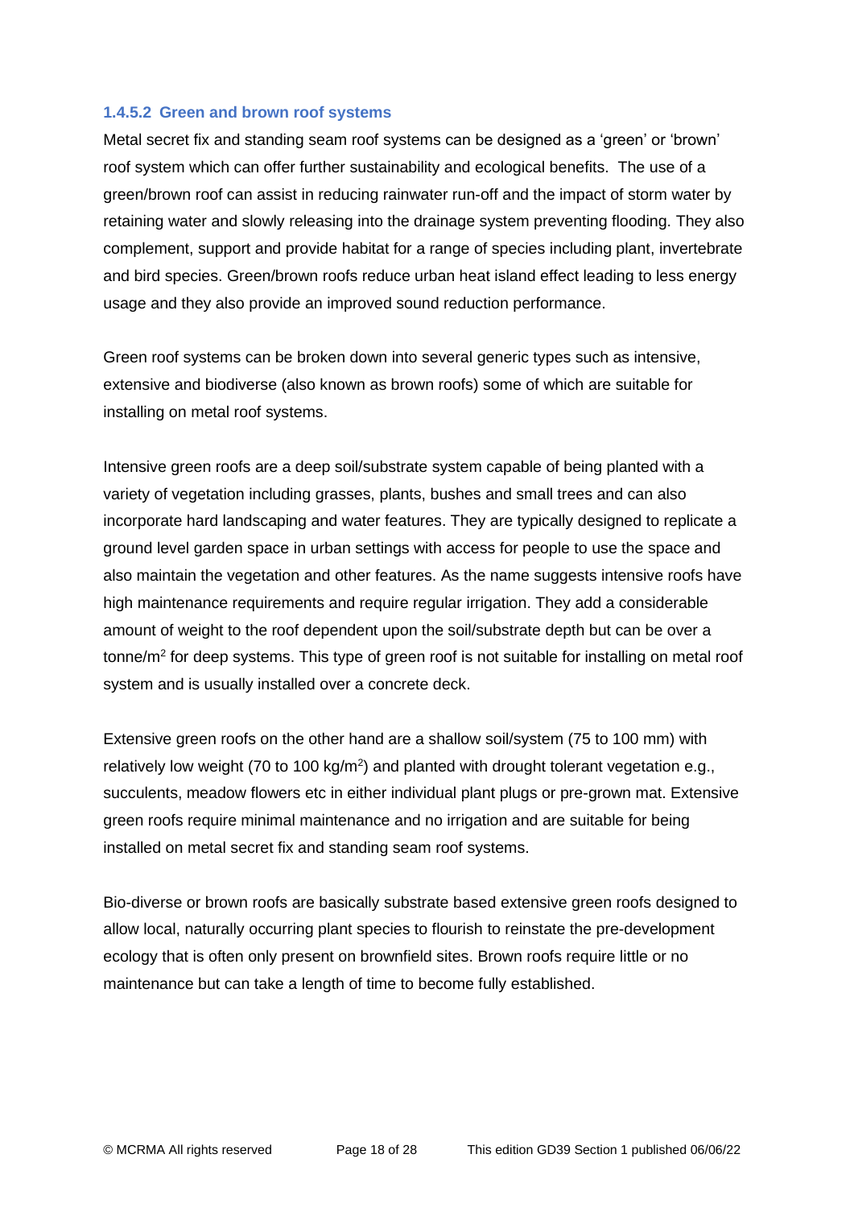#### 1.4.5.2 Green and brown roof systems

Metal secret fix and standing seam roof systems can be designed as a 'green' or 'brown' roof system which can offer further sustainability and ecological benefits. The use of a green/brown roof can assist in reducing rainwater run-off and the impact of storm water by retaining water and slowly releasing into the drainage system preventing flooding. They also complement, support and provide habitat for a range of species including plant, invertebrate and bird species. Green/brown roofs reduce urban heat island effect leading to less energy usage and they also provide an improved sound reduction performance.

Green roof systems can be broken down into several generic types such as intensive, extensive and biodiverse (also known as brown roofs) some of which are suitable for installing on metal roof systems.

Intensive green roofs are a deep soil/substrate system capable of being planted with a variety of vegetation including grasses, plants, bushes and small trees and can also incorporate hard landscaping and water features. They are typically designed to replicate a ground level garden space in urban settings with access for people to use the space and also maintain the vegetation and other features. As the name suggests intensive roofs have high maintenance requirements and require regular irrigation. They add a considerable amount of weight to the roof dependent upon the soil/substrate depth but can be over a tonne/$m^2$ for deep systems. This type of green roof is not suitable for installing on metal roof system and is usually installed over a concrete deck.

Extensive green roofs on the other hand are a shallow soil/system (75 to 100 mm) with relatively low weight (70 to 100 kg/$m^2$) and planted with drought tolerant vegetation e.g., succulents, meadow flowers etc in either individual plant plugs or pre-grown mat. Extensive green roofs require minimal maintenance and no irrigation and are suitable for being installed on metal secret fix and standing seam roof systems.

Bio-diverse or brown roofs are basically substrate based extensive green roofs designed to allow local, naturally occurring plant species to flourish to reinstate the pre-development ecology that is often only present on brownfield sites. Brown roofs require little or no maintenance but can take a length of time to become fully established.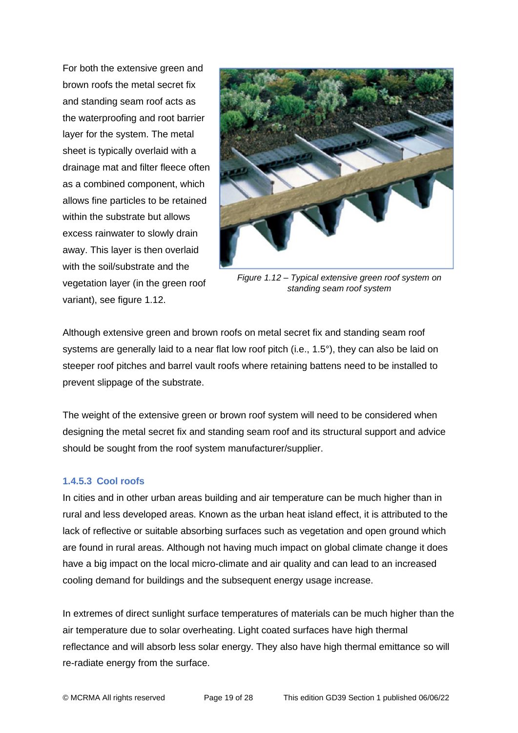For both the extensive green and brown roofs the metal secret fix and standing seam roof acts as the waterproofing and root barrier layer for the system. The metal sheet is typically overlaid with a drainage mat and filter fleece often as a combined component, which allows fine particles to be retained within the substrate but allows excess rainwater to slowly drain away. This layer is then overlaid with the soil/substrate and the vegetation layer (in the green roof variant), see figure 1.12.

*Figure 1.12 – Typical extensive green roof system on standing seam roof system*

Although extensive green and brown roofs on metal secret fix and standing seam roof systems are generally laid to a near flat low roof pitch (i.e., 1.5°), they can also be laid on steeper roof pitches and barrel vault roofs where retaining battens need to be installed to prevent slippage of the substrate.

The weight of the extensive green or brown roof system will need to be considered when designing the metal secret fix and standing seam roof and its structural support and advice should be sought from the roof system manufacturer/supplier.

#### 1.4.5.3 Cool roofs

In cities and in other urban areas building and air temperature can be much higher than in rural and less developed areas. Known as the urban heat island effect, it is attributed to the lack of reflective or suitable absorbing surfaces such as vegetation and open ground which are found in rural areas. Although not having much impact on global climate change it does have a big impact on the local micro-climate and air quality and can lead to an increased cooling demand for buildings and the subsequent energy usage increase.

In extremes of direct sunlight surface temperatures of materials can be much higher than the air temperature due to solar overheating. Light coated surfaces have high thermal reflectance and will absorb less solar energy. They also have high thermal emittance so will re-radiate energy from the surface.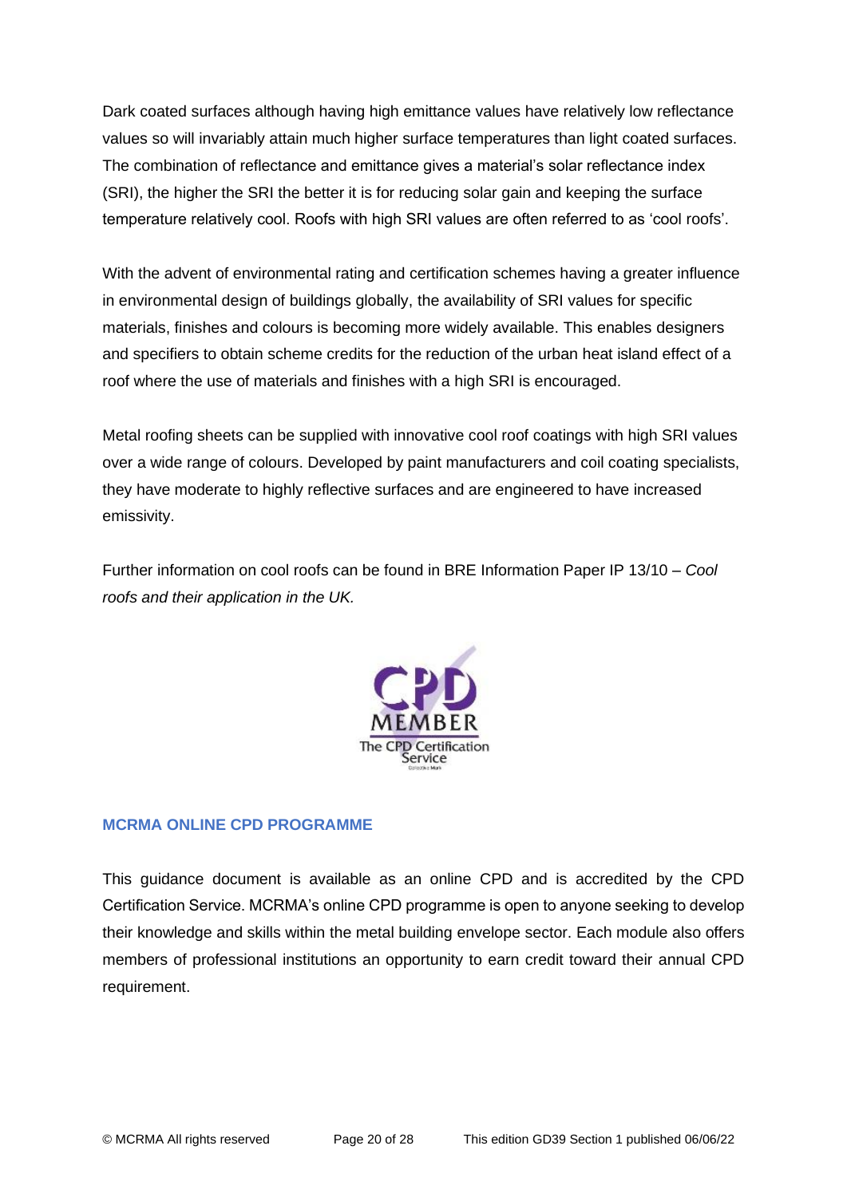Dark coated surfaces although having high emittance values have relatively low reflectance values so will invariably attain much higher surface temperatures than light coated surfaces. The combination of reflectance and emittance gives a material's solar reflectance index (SRI), the higher the SRI the better it is for reducing solar gain and keeping the surface temperature relatively cool. Roofs with high SRI values are often referred to as 'cool roofs'.

With the advent of environmental rating and certification schemes having a greater influence in environmental design of buildings globally, the availability of SRI values for specific materials, finishes and colours is becoming more widely available. This enables designers and specifiers to obtain scheme credits for the reduction of the urban heat island effect of a roof where the use of materials and finishes with a high SRI is encouraged.

Metal roofing sheets can be supplied with innovative cool roof coatings with high SRI values over a wide range of colours. Developed by paint manufacturers and coil coating specialists, they have moderate to highly reflective surfaces and are engineered to have increased emissivity.

Further information on cool roofs can be found in BRE Information Paper IP 13/10 – *Cool roofs and their application in the UK.*

### MCRMA ONLINE CPD PROGRAMME

This guidance document is available as an online CPD and is accredited by the CPD Certification Service. MCRMA's online CPD programme is open to anyone seeking to develop their knowledge and skills within the metal building envelope sector. Each module also offers members of professional institutions an opportunity to earn credit toward their annual CPD requirement.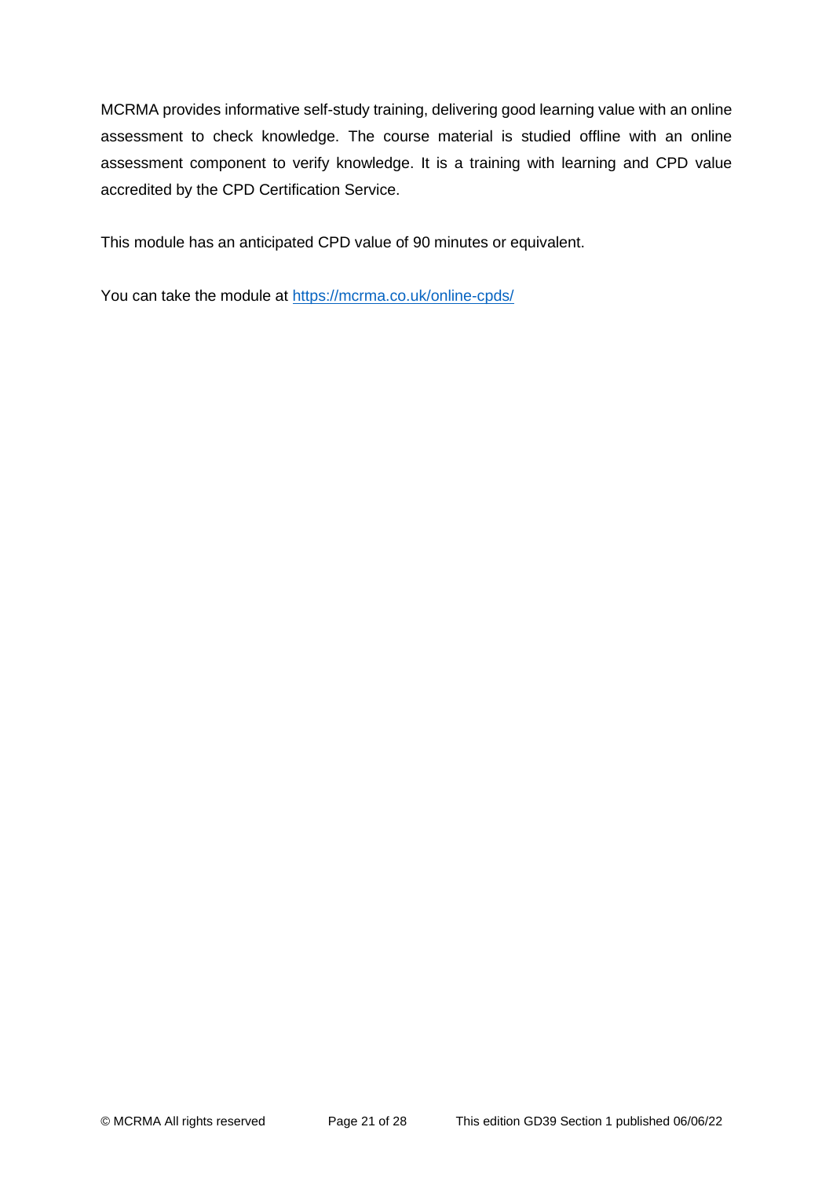MCRMA provides informative self-study training, delivering good learning value with an online assessment to check knowledge. The course material is studied offline with an online assessment component to verify knowledge. It is a training with learning and CPD value accredited by the CPD Certification Service.

This module has an anticipated CPD value of 90 minutes or equivalent.

You can take the module at https://mcrma.co.uk/online-cpds/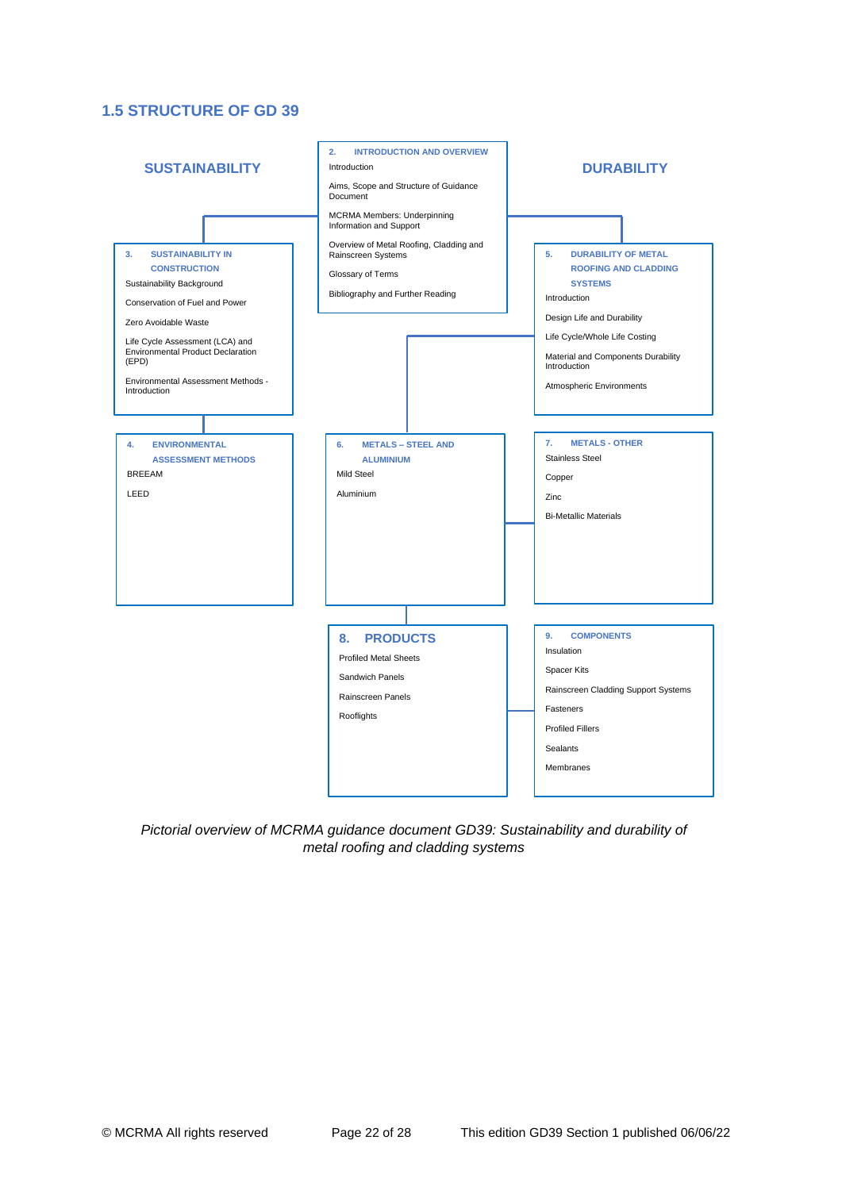## 1.5 STRUCTURE OF GD 39

**SUSTAINABILITY**

**DURABILITY**

**2. INTRODUCTION AND OVERVIEW**

- Introduction
- Aims, Scope and Structure of Guidance Document
- MCRMA Members: Underpinning Information and Support
- Overview of Metal Roofing, Cladding and Rainscreen Systems
- Glossary of Terms
- Bibliography and Further Reading

**3. SUSTAINABILITY IN CONSTRUCTION**

- Sustainability Background
- Conservation of Fuel and Power
- Zero Avoidable Waste
- Life Cycle Assessment (LCA) and Environmental Product Declaration (EPD)
- Environmental Assessment Methods - Introduction

**4. ENVIRONMENTAL ASSESSMENT METHODS**

- BREEAM
- LEED

**5. DURABILITY OF METAL ROOFING AND CLADDING SYSTEMS**

- Introduction
- Design Life and Durability
- Life Cycle/Whole Life Costing
- Material and Components Durability Introduction
- Atmospheric Environments

**6. METALS – STEEL AND ALUMINIUM**

- Mild Steel
- Aluminium

**7. METALS - OTHER**

- Stainless Steel
- Copper
- Zinc
- Bi-Metallic Materials

**8. PRODUCTS**

- Profiled Metal Sheets
- Sandwich Panels
- Rainscreen Panels
- Rooflights

**9. COMPONENTS**

- Insulation
- Spacer Kits
- Rainscreen Cladding Support Systems
- Fasteners
- Profiled Fillers
- Sealants
- Membranes

*Pictorial overview of MCRMA guidance document GD39: Sustainability and durability of metal roofing and cladding systems*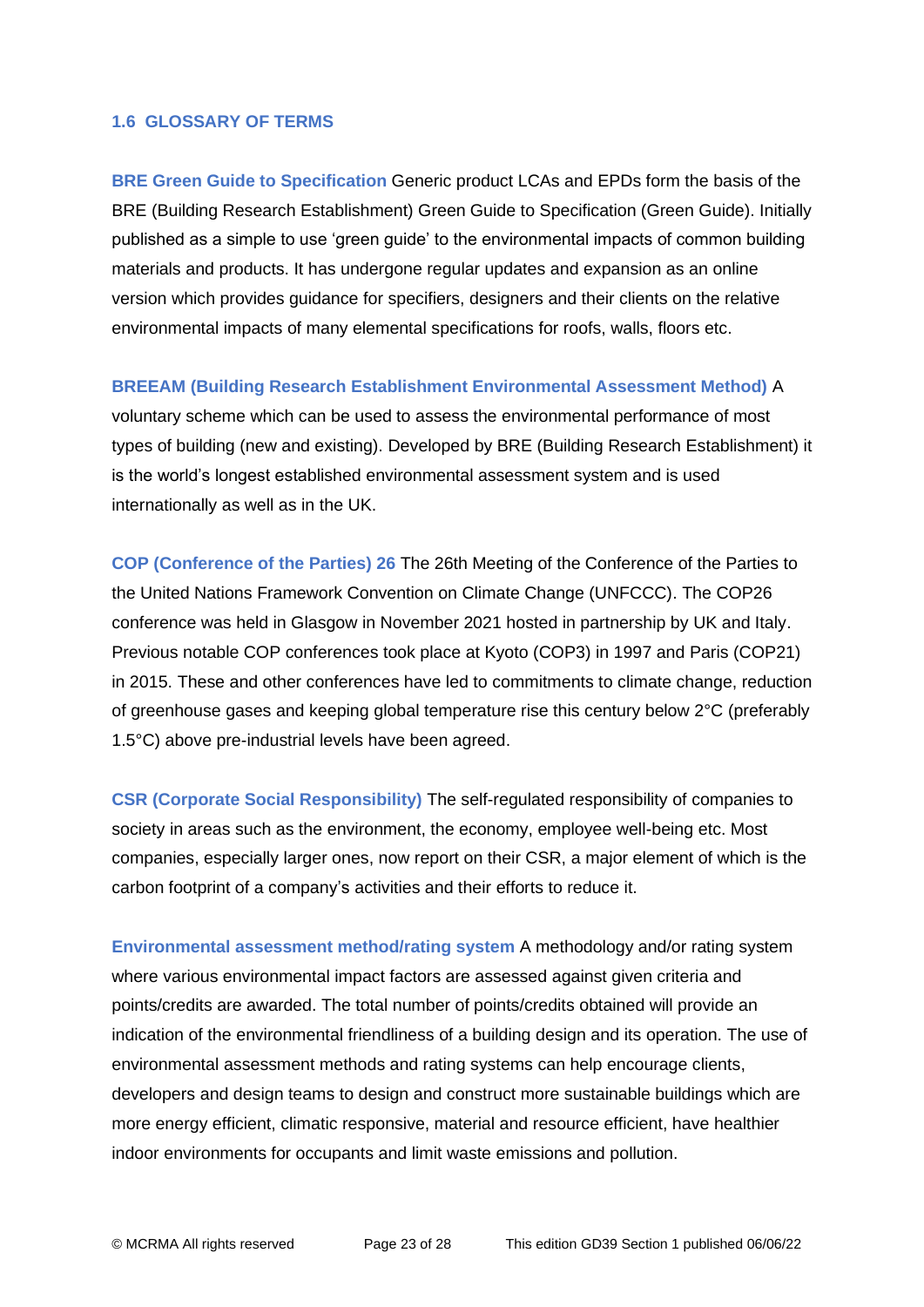## 1.6 GLOSSARY OF TERMS

**BRE Green Guide to Specification** Generic product LCAs and EPDs form the basis of the BRE (Building Research Establishment) Green Guide to Specification (Green Guide). Initially published as a simple to use 'green guide' to the environmental impacts of common building materials and products. It has undergone regular updates and expansion as an online version which provides guidance for specifiers, designers and their clients on the relative environmental impacts of many elemental specifications for roofs, walls, floors etc.

**BREEAM (Building Research Establishment Environmental Assessment Method)** A voluntary scheme which can be used to assess the environmental performance of most types of building (new and existing). Developed by BRE (Building Research Establishment) it is the world's longest established environmental assessment system and is used internationally as well as in the UK.

**COP (Conference of the Parties) 26** The 26th Meeting of the Conference of the Parties to the United Nations Framework Convention on Climate Change (UNFCCC). The COP26 conference was held in Glasgow in November 2021 hosted in partnership by UK and Italy. Previous notable COP conferences took place at Kyoto (COP3) in 1997 and Paris (COP21) in 2015. These and other conferences have led to commitments to climate change, reduction of greenhouse gases and keeping global temperature rise this century below 2°C (preferably 1.5°C) above pre-industrial levels have been agreed.

**CSR (Corporate Social Responsibility)** The self-regulated responsibility of companies to society in areas such as the environment, the economy, employee well-being etc. Most companies, especially larger ones, now report on their CSR, a major element of which is the carbon footprint of a company's activities and their efforts to reduce it.

**Environmental assessment method/rating system** A methodology and/or rating system where various environmental impact factors are assessed against given criteria and points/credits are awarded. The total number of points/credits obtained will provide an indication of the environmental friendliness of a building design and its operation. The use of environmental assessment methods and rating systems can help encourage clients, developers and design teams to design and construct more sustainable buildings which are more energy efficient, climatic responsive, material and resource efficient, have healthier indoor environments for occupants and limit waste emissions and pollution.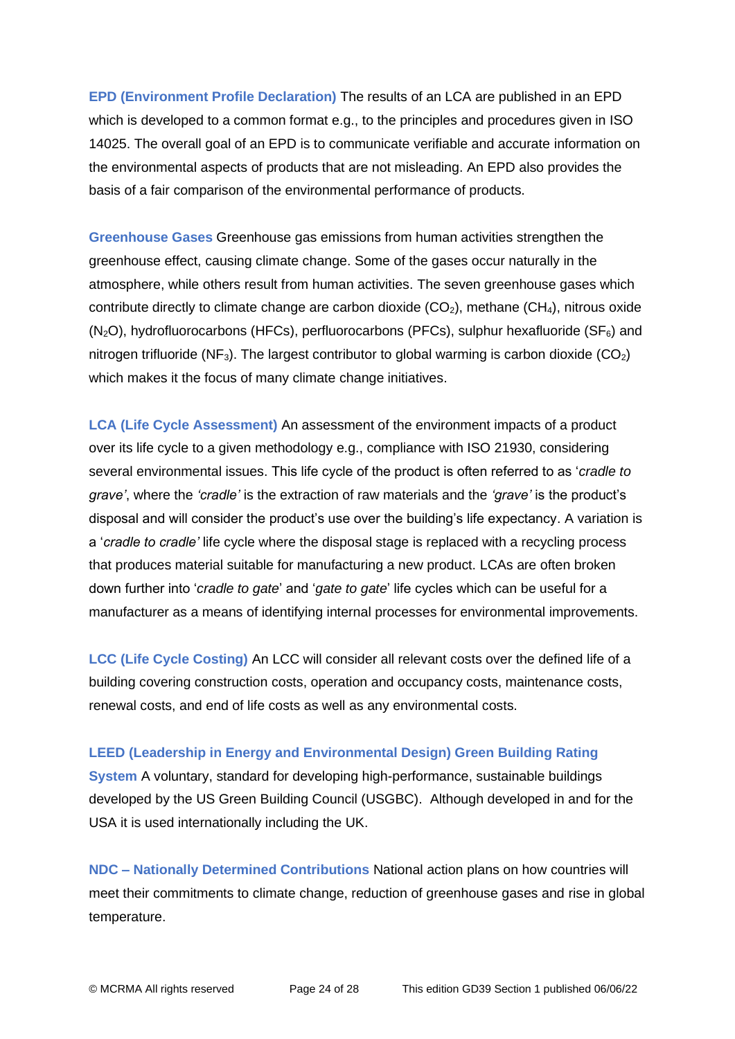**EPD (Environment Profile Declaration)** The results of an LCA are published in an EPD which is developed to a common format e.g., to the principles and procedures given in ISO 14025. The overall goal of an EPD is to communicate verifiable and accurate information on the environmental aspects of products that are not misleading. An EPD also provides the basis of a fair comparison of the environmental performance of products.

**Greenhouse Gases** Greenhouse gas emissions from human activities strengthen the greenhouse effect, causing climate change. Some of the gases occur naturally in the atmosphere, while others result from human activities. The seven greenhouse gases which contribute directly to climate change are carbon dioxide ($CO_2$), methane ($CH_4$), nitrous oxide ($N_2O$), hydrofluorocarbons (HFCs), perfluorocarbons (PFCs), sulphur hexafluoride ($SF_6$) and nitrogen trifluoride ($NF_3$). The largest contributor to global warming is carbon dioxide ($CO_2$) which makes it the focus of many climate change initiatives.

**LCA (Life Cycle Assessment)** An assessment of the environment impacts of a product over its life cycle to a given methodology e.g., compliance with ISO 21930, considering several environmental issues. This life cycle of the product is often referred to as '*cradle to grave'*, where the *'cradle'* is the extraction of raw materials and the *'grave'* is the product's disposal and will consider the product's use over the building's life expectancy. A variation is a '*cradle to cradle'* life cycle where the disposal stage is replaced with a recycling process that produces material suitable for manufacturing a new product. LCAs are often broken down further into '*cradle to gate*' and '*gate to gate*' life cycles which can be useful for a manufacturer as a means of identifying internal processes for environmental improvements.

**LCC (Life Cycle Costing)** An LCC will consider all relevant costs over the defined life of a building covering construction costs, operation and occupancy costs, maintenance costs, renewal costs, and end of life costs as well as any environmental costs.

**LEED (Leadership in Energy and Environmental Design) Green Building Rating System** A voluntary, standard for developing high-performance, sustainable buildings developed by the US Green Building Council (USGBC). Although developed in and for the USA it is used internationally including the UK.

**NDC – Nationally Determined Contributions** National action plans on how countries will meet their commitments to climate change, reduction of greenhouse gases and rise in global temperature.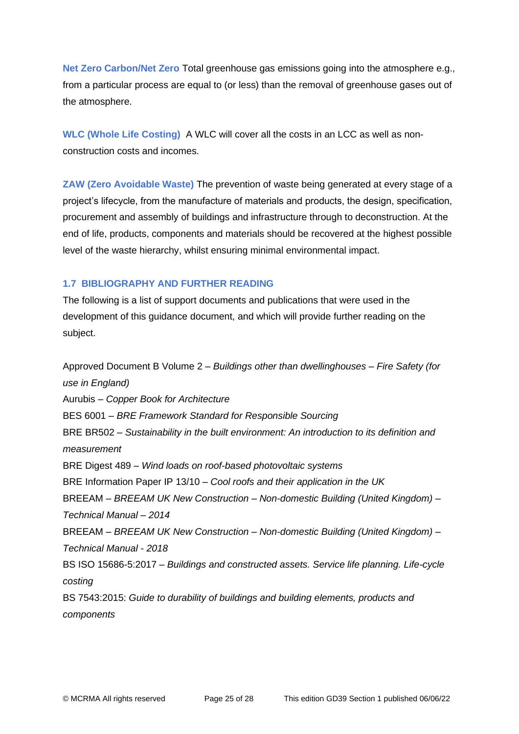**Net Zero Carbon/Net Zero** Total greenhouse gas emissions going into the atmosphere e.g., from a particular process are equal to (or less) than the removal of greenhouse gases out of the atmosphere.

**WLC (Whole Life Costing)** A WLC will cover all the costs in an LCC as well as non-construction costs and incomes.

**ZAW (Zero Avoidable Waste)** The prevention of waste being generated at every stage of a project's lifecycle, from the manufacture of materials and products, the design, specification, procurement and assembly of buildings and infrastructure through to deconstruction. At the end of life, products, components and materials should be recovered at the highest possible level of the waste hierarchy, whilst ensuring minimal environmental impact.

### 1.7 BIBLIOGRAPHY AND FURTHER READING

The following is a list of support documents and publications that were used in the development of this guidance document, and which will provide further reading on the subject.

Approved Document B Volume 2 – *Buildings other than dwellinghouses – Fire Safety (for use in England)*
Aurubis – *Copper Book for Architecture*
BES 6001 – *BRE Framework Standard for Responsible Sourcing*
BRE BR502 – *Sustainability in the built environment: An introduction to its definition and measurement*
BRE Digest 489 – *Wind loads on roof-based photovoltaic systems*
BRE Information Paper IP 13/10 – *Cool roofs and their application in the UK*
BREEAM – *BREEAM UK New Construction – Non-domestic Building (United Kingdom) – Technical Manual – 2014*
BREEAM – *BREEAM UK New Construction – Non-domestic Building (United Kingdom) – Technical Manual - 2018*
BS ISO 15686-5:2017 – *Buildings and constructed assets. Service life planning. Life-cycle costing*
BS 7543:2015: *Guide to durability of buildings and building elements, products and components*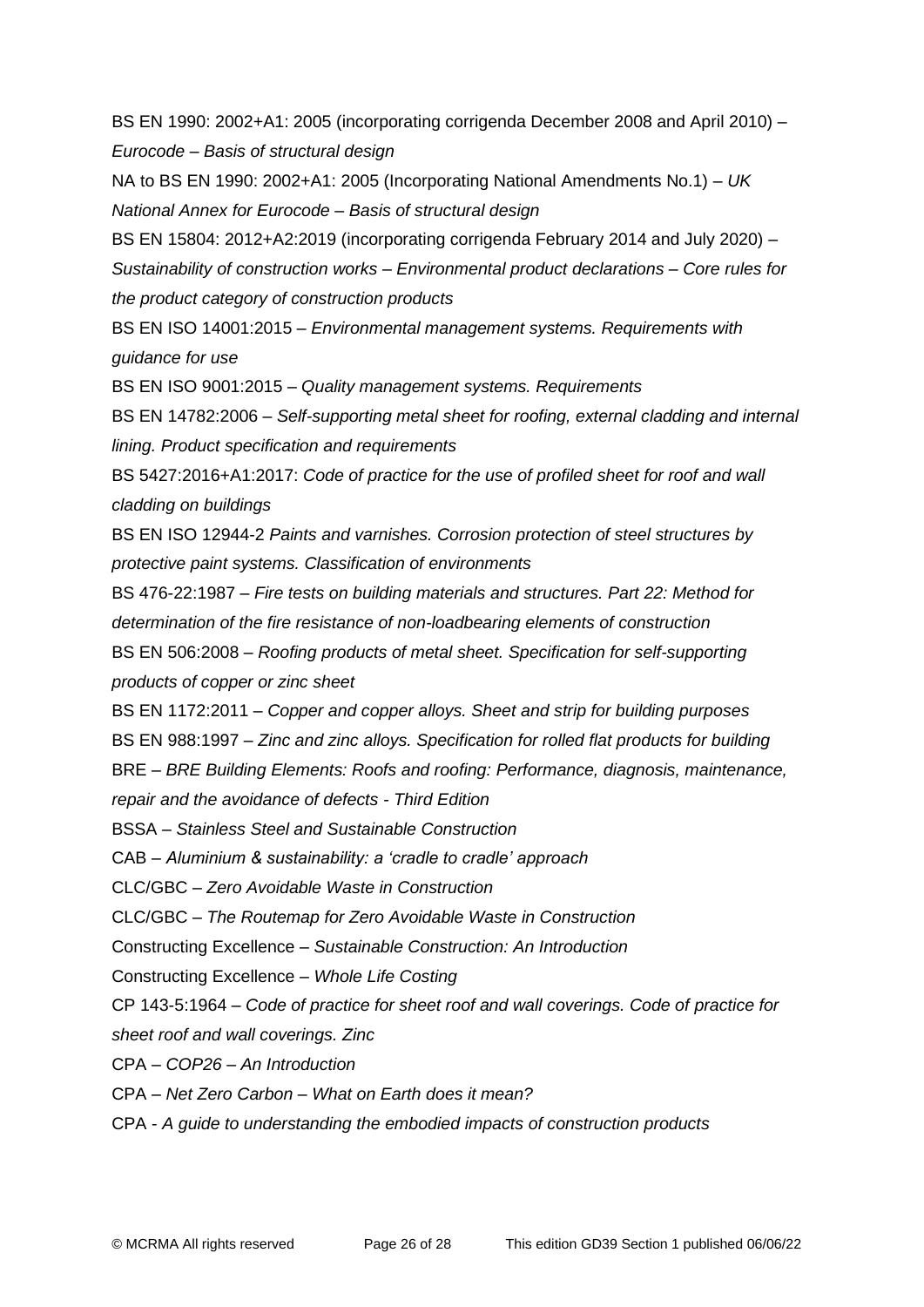BS EN 1990: 2002+A1: 2005 (incorporating corrigenda December 2008 and April 2010) – *Eurocode – Basis of structural design*

NA to BS EN 1990: 2002+A1: 2005 (Incorporating National Amendments No.1) – *UK National Annex for Eurocode – Basis of structural design*

BS EN 15804: 2012+A2:2019 (incorporating corrigenda February 2014 and July 2020) – *Sustainability of construction works – Environmental product declarations – Core rules for the product category of construction products*

BS EN ISO 14001:2015 – *Environmental management systems. Requirements with guidance for use*

BS EN ISO 9001:2015 – *Quality management systems. Requirements*

BS EN 14782:2006 – *Self-supporting metal sheet for roofing, external cladding and internal lining. Product specification and requirements*

BS 5427:2016+A1:2017: *Code of practice for the use of profiled sheet for roof and wall cladding on buildings*

BS EN ISO 12944-2 *Paints and varnishes. Corrosion protection of steel structures by protective paint systems. Classification of environments*

BS 476-22:1987 – *Fire tests on building materials and structures. Part 22: Method for determination of the fire resistance of non-loadbearing elements of construction*

BS EN 506:2008 – *Roofing products of metal sheet. Specification for self-supporting products of copper or zinc sheet*

BS EN 1172:2011 – *Copper and copper alloys. Sheet and strip for building purposes*

BS EN 988:1997 – *Zinc and zinc alloys. Specification for rolled flat products for building*

BRE – *BRE Building Elements: Roofs and roofing: Performance, diagnosis, maintenance, repair and the avoidance of defects - Third Edition*

BSSA – *Stainless Steel and Sustainable Construction*

CAB – *Aluminium & sustainability: a 'cradle to cradle' approach*

CLC/GBC – *Zero Avoidable Waste in Construction*

CLC/GBC – *The Routemap for Zero Avoidable Waste in Construction*

Constructing Excellence – *Sustainable Construction: An Introduction*

Constructing Excellence – *Whole Life Costing*

CP 143-5:1964 – *Code of practice for sheet roof and wall coverings. Code of practice for sheet roof and wall coverings. Zinc*

CPA – *COP26 – An Introduction*

CPA – *Net Zero Carbon – What on Earth does it mean?*

CPA - *A guide to understanding the embodied impacts of construction products*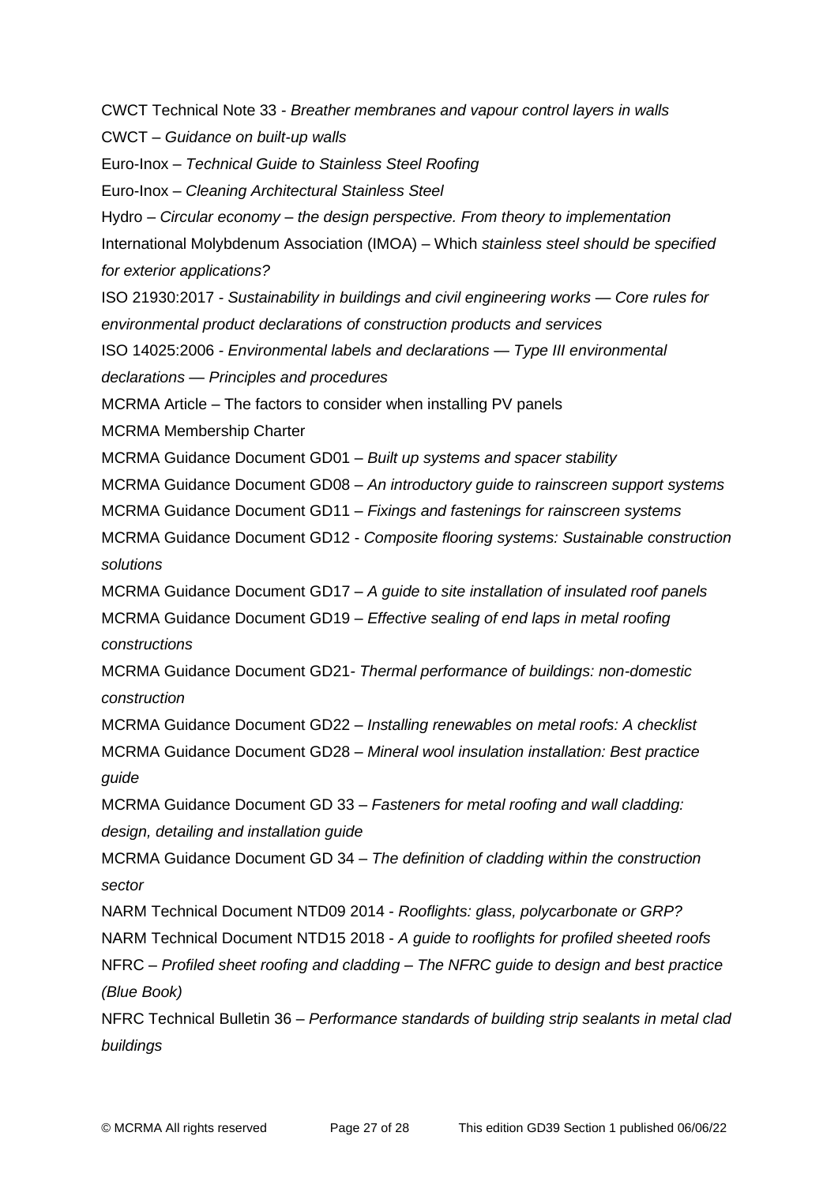CWCT Technical Note 33 - *Breather membranes and vapour control layers in walls*

CWCT – *Guidance on built-up walls*

Euro-Inox – *Technical Guide to Stainless Steel Roofing*

Euro-Inox – *Cleaning Architectural Stainless Steel*

Hydro – *Circular economy – the design perspective. From theory to implementation*

International Molybdenum Association (IMOA) – Which *stainless steel should be specified for exterior applications?*

ISO 21930:2017 - *Sustainability in buildings and civil engineering works — Core rules for environmental product declarations of construction products and services*

ISO 14025:2006 - *Environmental labels and declarations — Type III environmental declarations — Principles and procedures*

MCRMA Article – The factors to consider when installing PV panels

MCRMA Membership Charter

MCRMA Guidance Document GD01 – *Built up systems and spacer stability*

MCRMA Guidance Document GD08 – *An introductory guide to rainscreen support systems*

MCRMA Guidance Document GD11 – *Fixings and fastenings for rainscreen systems*

MCRMA Guidance Document GD12 - *Composite flooring systems: Sustainable construction solutions*

MCRMA Guidance Document GD17 – *A guide to site installation of insulated roof panels*

MCRMA Guidance Document GD19 – *Effective sealing of end laps in metal roofing constructions*

MCRMA Guidance Document GD21- *Thermal performance of buildings: non-domestic construction*

MCRMA Guidance Document GD22 – *Installing renewables on metal roofs: A checklist*

MCRMA Guidance Document GD28 – *Mineral wool insulation installation: Best practice guide*

MCRMA Guidance Document GD 33 – *Fasteners for metal roofing and wall cladding: design, detailing and installation guide*

MCRMA Guidance Document GD 34 – *The definition of cladding within the construction sector*

NARM Technical Document NTD09 2014 - *Rooflights: glass, polycarbonate or GRP?*

NARM Technical Document NTD15 2018 - *A guide to rooflights for profiled sheeted roofs*

NFRC – *Profiled sheet roofing and cladding – The NFRC guide to design and best practice (Blue Book)*

NFRC Technical Bulletin 36 – *Performance standards of building strip sealants in metal clad buildings*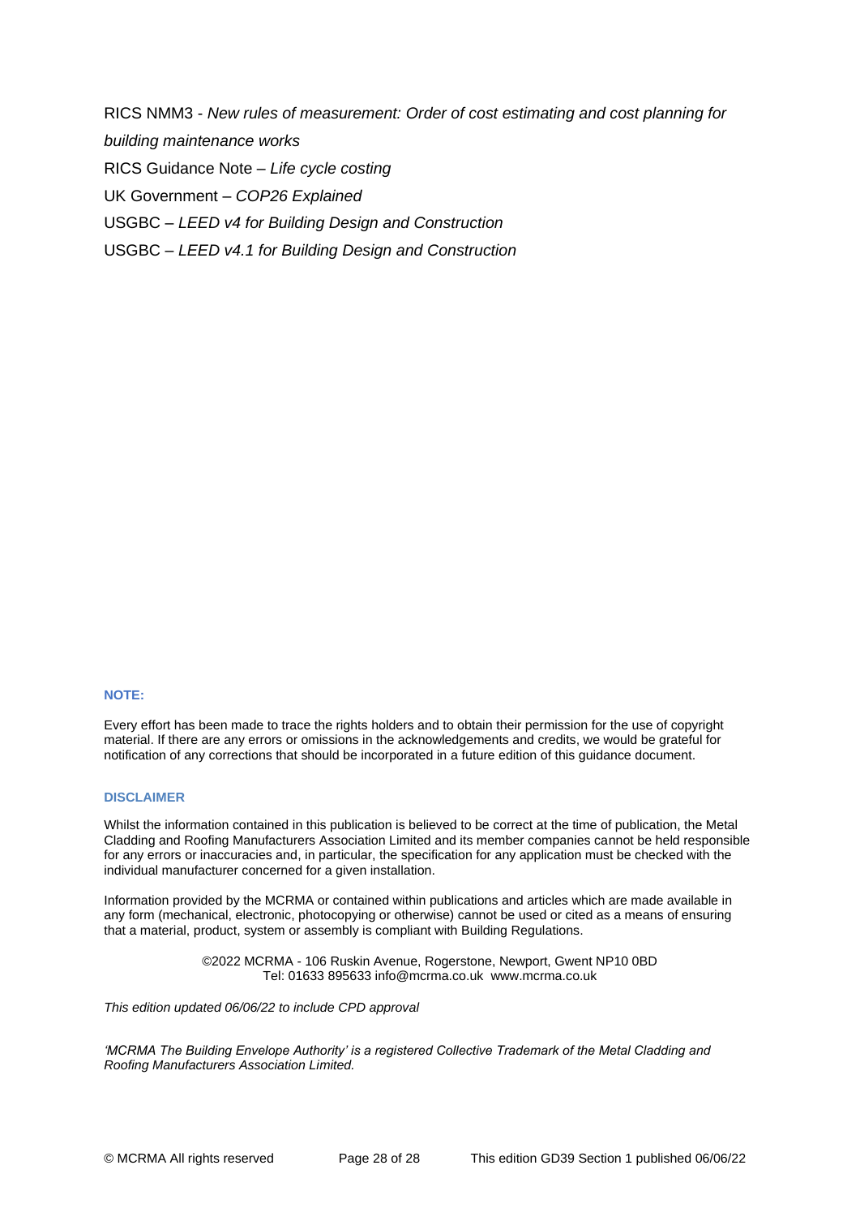RICS NMM3 - *New rules of measurement: Order of cost estimating and cost planning for building maintenance works*

RICS Guidance Note – *Life cycle costing*

UK Government – *COP26 Explained*

USGBC – *LEED v4 for Building Design and Construction*

USGBC – *LEED v4.1 for Building Design and Construction*

**NOTE:**

Every effort has been made to trace the rights holders and to obtain their permission for the use of copyright material. If there are any errors or omissions in the acknowledgements and credits, we would be grateful for notification of any corrections that should be incorporated in a future edition of this guidance document.

**DISCLAIMER**

Whilst the information contained in this publication is believed to be correct at the time of publication, the Metal Cladding and Roofing Manufacturers Association Limited and its member companies cannot be held responsible for any errors or inaccuracies and, in particular, the specification for any application must be checked with the individual manufacturer concerned for a given installation.

Information provided by the MCRMA or contained within publications and articles which are made available in any form (mechanical, electronic, photocopying or otherwise) cannot be used or cited as a means of ensuring that a material, product, system or assembly is compliant with Building Regulations.

©2022 MCRMA - 106 Ruskin Avenue, Rogerstone, Newport, Gwent NP10 0BD
Tel: 01633 895633 info@mcrma.co.uk www.mcrma.co.uk

*This edition updated 06/06/22 to include CPD approval*

*'MCRMA The Building Envelope Authority' is a registered Collective Trademark of the Metal Cladding and Roofing Manufacturers Association Limited.*